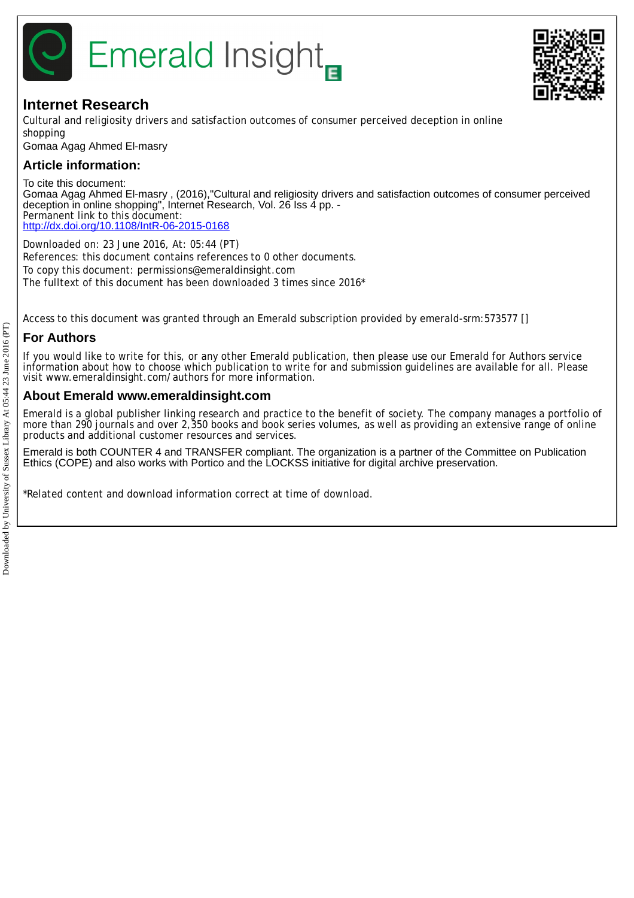# Emerald Insight

## Internet Research

Cultural and religiosity drivers and satisfaction outcomes of consumer perceived deception in online shopping

Gomaa Agag Ahmed El-masry

## Article information:

To cite this document:
Gomaa Agag Ahmed El-masry , (2016),"Cultural and religiosity drivers and satisfaction outcomes of consumer perceived deception in online shopping", Internet Research, Vol. 26 Iss 4 pp. -
Permanent link to this document:
http://dx.doi.org/10.1108/IntR-06-2015-0168

Downloaded on: 23 June 2016, At: 05:44 (PT)
References: this document contains references to 0 other documents.
To copy this document: permissions@emeraldinsight.com
The fulltext of this document has been downloaded 3 times since 2016*

Access to this document was granted through an Emerald subscription provided by emerald-srm:573577 []

## For Authors

If you would like to write for this, or any other Emerald publication, then please use our Emerald for Authors service information about how to choose which publication to write for and submission guidelines are available for all. Please visit www.emeraldinsight.com/authors for more information.

## About Emerald www.emeraldinsight.com

Emerald is a global publisher linking research and practice to the benefit of society. The company manages a portfolio of more than 290 journals and over 2,350 books and book series volumes, as well as providing an extensive range of online products and additional customer resources and services.

Emerald is both COUNTER 4 and TRANSFER compliant. The organization is a partner of the Committee on Publication Ethics (COPE) and also works with Portico and the LOCKSS initiative for digital archive preservation.

*Related content and download information correct at time of download.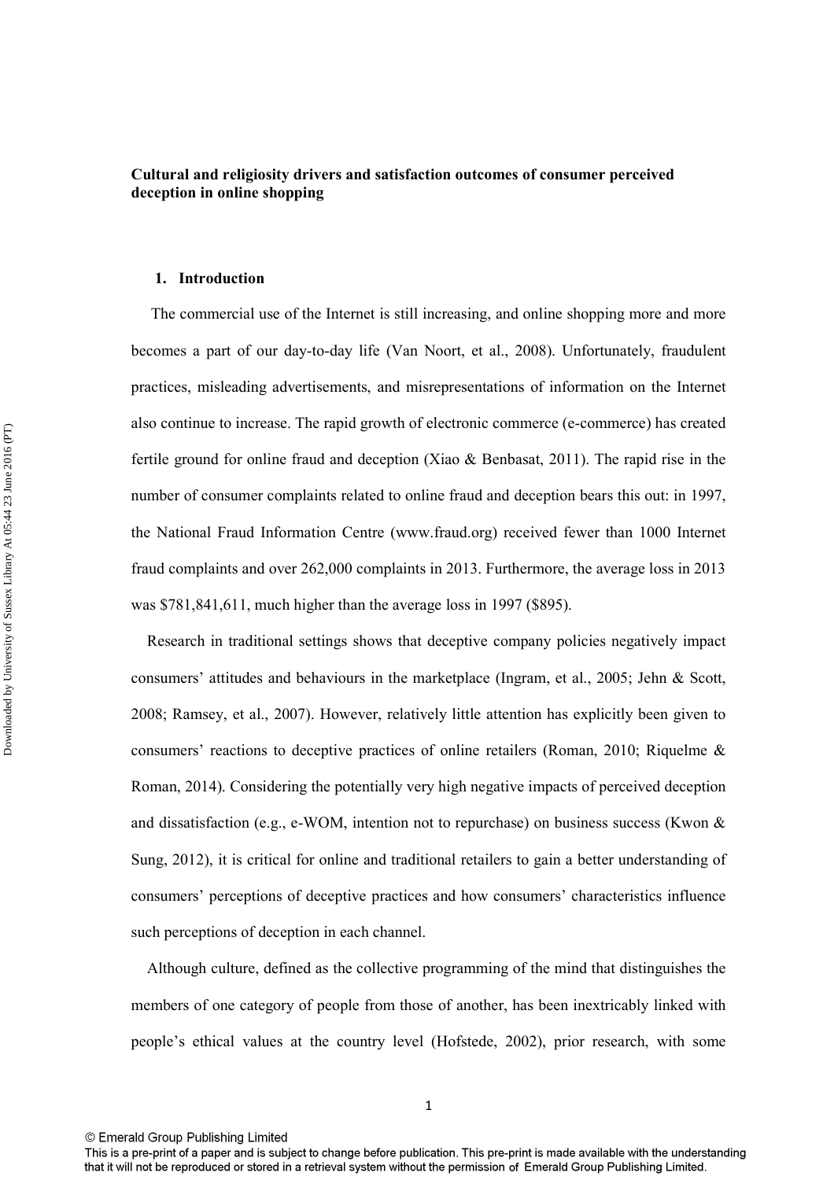**Cultural and religiosity drivers and satisfaction outcomes of consumer perceived deception in online shopping**

## 1. Introduction

The commercial use of the Internet is still increasing, and online shopping more and more becomes a part of our day-to-day life (Van Noort, et al., 2008). Unfortunately, fraudulent practices, misleading advertisements, and misrepresentations of information on the Internet also continue to increase. The rapid growth of electronic commerce (e-commerce) has created fertile ground for online fraud and deception (Xiao & Benbasat, 2011). The rapid rise in the number of consumer complaints related to online fraud and deception bears this out: in 1997, the National Fraud Information Centre (www.fraud.org) received fewer than 1000 Internet fraud complaints and over 262,000 complaints in 2013. Furthermore, the average loss in 2013 was $781,841,611, much higher than the average loss in 1997 ($895).

Research in traditional settings shows that deceptive company policies negatively impact consumers' attitudes and behaviours in the marketplace (Ingram, et al., 2005; Jehn & Scott, 2008; Ramsey, et al., 2007). However, relatively little attention has explicitly been given to consumers' reactions to deceptive practices of online retailers (Roman, 2010; Riquelme & Roman, 2014). Considering the potentially very high negative impacts of perceived deception and dissatisfaction (e.g., e-WOM, intention not to repurchase) on business success (Kwon & Sung, 2012), it is critical for online and traditional retailers to gain a better understanding of consumers' perceptions of deceptive practices and how consumers' characteristics influence such perceptions of deception in each channel.

Although culture, defined as the collective programming of the mind that distinguishes the members of one category of people from those of another, has been inextricably linked with people's ethical values at the country level (Hofstede, 2002), prior research, with some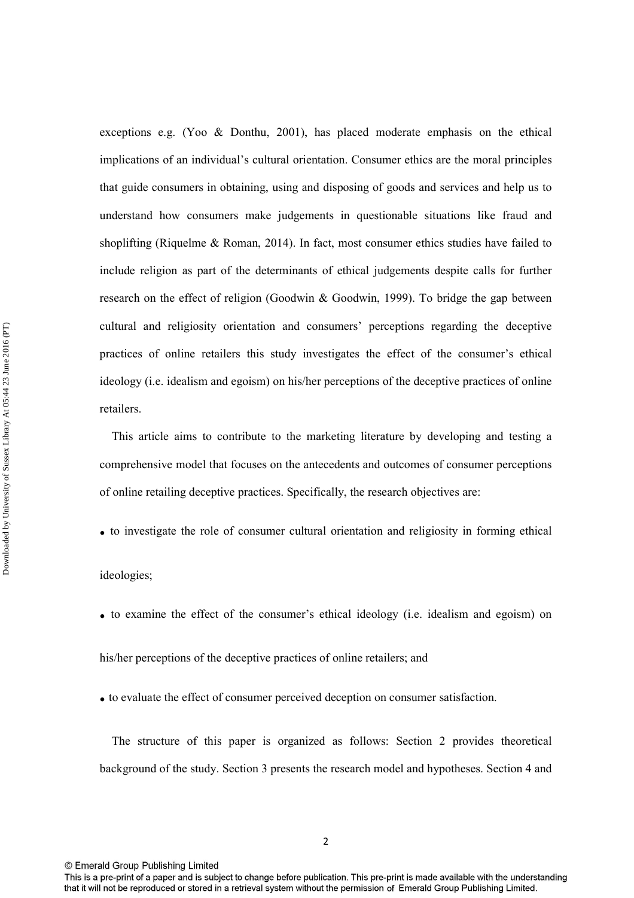exceptions e.g. (Yoo & Donthu, 2001), has placed moderate emphasis on the ethical implications of an individual's cultural orientation. Consumer ethics are the moral principles that guide consumers in obtaining, using and disposing of goods and services and help us to understand how consumers make judgements in questionable situations like fraud and shoplifting (Riquelme & Roman, 2014). In fact, most consumer ethics studies have failed to include religion as part of the determinants of ethical judgements despite calls for further research on the effect of religion (Goodwin & Goodwin, 1999). To bridge the gap between cultural and religiosity orientation and consumers' perceptions regarding the deceptive practices of online retailers this study investigates the effect of the consumer's ethical ideology (i.e. idealism and egoism) on his/her perceptions of the deceptive practices of online retailers.

This article aims to contribute to the marketing literature by developing and testing a comprehensive model that focuses on the antecedents and outcomes of consumer perceptions of online retailing deceptive practices. Specifically, the research objectives are:

- to investigate the role of consumer cultural orientation and religiosity in forming ethical ideologies;
- to examine the effect of the consumer's ethical ideology (i.e. idealism and egoism) on his/her perceptions of the deceptive practices of online retailers; and
- to evaluate the effect of consumer perceived deception on consumer satisfaction.

The structure of this paper is organized as follows: Section 2 provides theoretical background of the study. Section 3 presents the research model and hypotheses. Section 4 and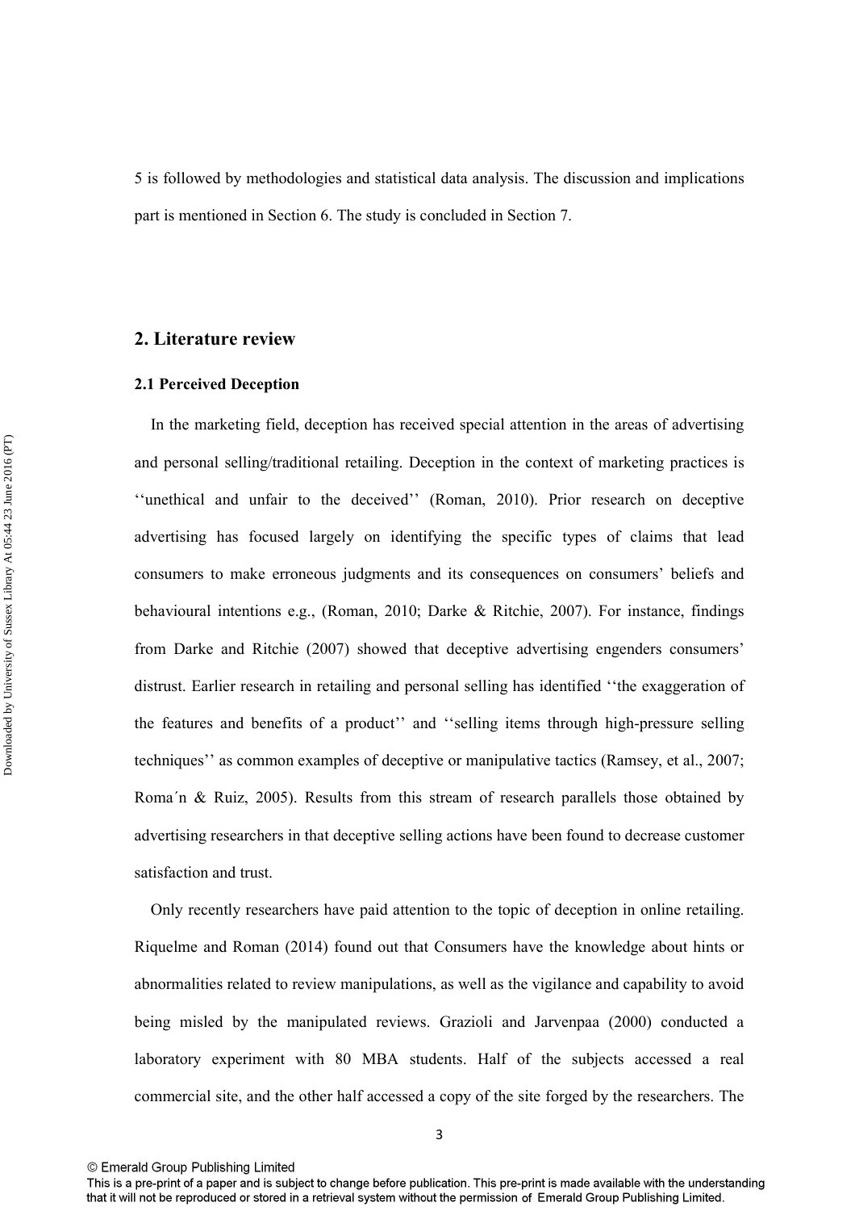5 is followed by methodologies and statistical data analysis. The discussion and implications part is mentioned in Section 6. The study is concluded in Section 7.

## 2. Literature review

### 2.1 Perceived Deception

In the marketing field, deception has received special attention in the areas of advertising and personal selling/traditional retailing. Deception in the context of marketing practices is ‘‘unethical and unfair to the deceived’’ (Roman, 2010). Prior research on deceptive advertising has focused largely on identifying the specific types of claims that lead consumers to make erroneous judgments and its consequences on consumers’ beliefs and behavioural intentions e.g., (Roman, 2010; Darke & Ritchie, 2007). For instance, findings from Darke and Ritchie (2007) showed that deceptive advertising engenders consumers’ distrust. Earlier research in retailing and personal selling has identified ‘‘the exaggeration of the features and benefits of a product’’ and ‘‘selling items through high-pressure selling techniques’’ as common examples of deceptive or manipulative tactics (Ramsey, et al., 2007; Roma´n & Ruiz, 2005). Results from this stream of research parallels those obtained by advertising researchers in that deceptive selling actions have been found to decrease customer satisfaction and trust.

Only recently researchers have paid attention to the topic of deception in online retailing. Riquelme and Roman (2014) found out that Consumers have the knowledge about hints or abnormalities related to review manipulations, as well as the vigilance and capability to avoid being misled by the manipulated reviews. Grazioli and Jarvenpaa (2000) conducted a laboratory experiment with 80 MBA students. Half of the subjects accessed a real commercial site, and the other half accessed a copy of the site forged by the researchers. The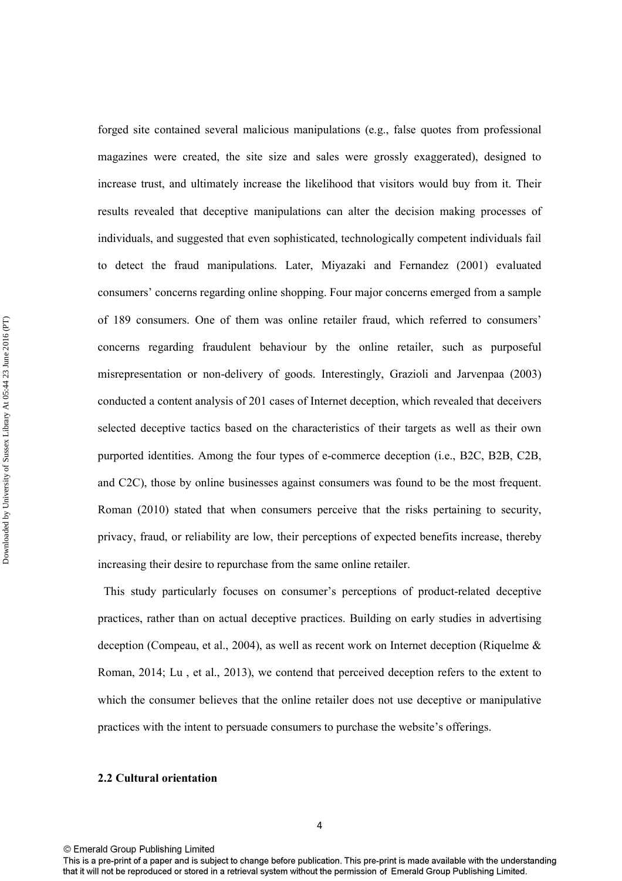forged site contained several malicious manipulations (e.g., false quotes from professional magazines were created, the site size and sales were grossly exaggerated), designed to increase trust, and ultimately increase the likelihood that visitors would buy from it. Their results revealed that deceptive manipulations can alter the decision making processes of individuals, and suggested that even sophisticated, technologically competent individuals fail to detect the fraud manipulations. Later, Miyazaki and Fernandez (2001) evaluated consumers' concerns regarding online shopping. Four major concerns emerged from a sample of 189 consumers. One of them was online retailer fraud, which referred to consumers' concerns regarding fraudulent behaviour by the online retailer, such as purposeful misrepresentation or non-delivery of goods. Interestingly, Grazioli and Jarvenpaa (2003) conducted a content analysis of 201 cases of Internet deception, which revealed that deceivers selected deceptive tactics based on the characteristics of their targets as well as their own purported identities. Among the four types of e-commerce deception (i.e., B2C, B2B, C2B, and C2C), those by online businesses against consumers was found to be the most frequent. Roman (2010) stated that when consumers perceive that the risks pertaining to security, privacy, fraud, or reliability are low, their perceptions of expected benefits increase, thereby increasing their desire to repurchase from the same online retailer.

This study particularly focuses on consumer's perceptions of product-related deceptive practices, rather than on actual deceptive practices. Building on early studies in advertising deception (Compeau, et al., 2004), as well as recent work on Internet deception (Riquelme & Roman, 2014; Lu , et al., 2013), we contend that perceived deception refers to the extent to which the consumer believes that the online retailer does not use deceptive or manipulative practices with the intent to persuade consumers to purchase the website's offerings.

## 2.2 Cultural orientation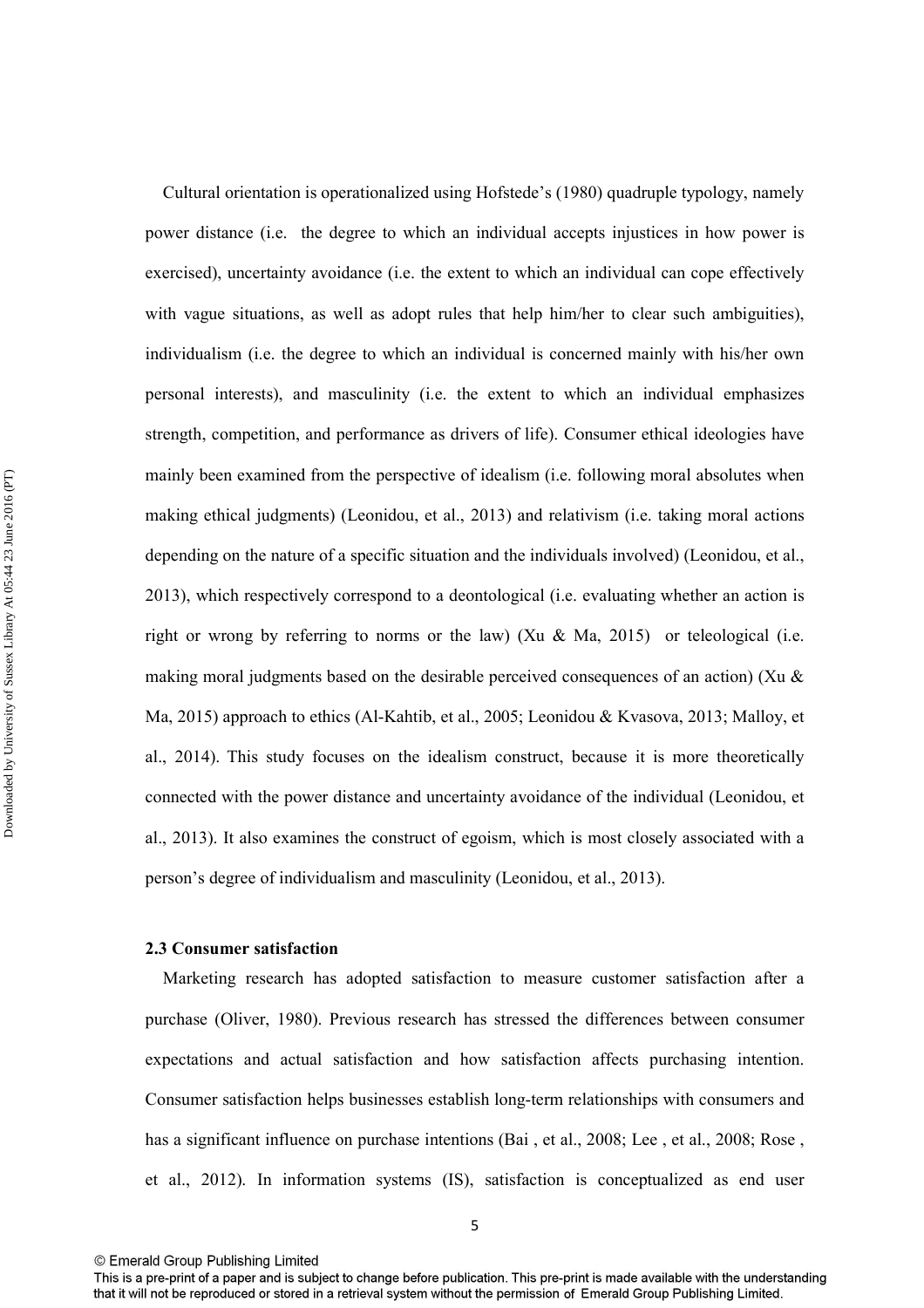Cultural orientation is operationalized using Hofstede's (1980) quadruple typology, namely power distance (i.e. the degree to which an individual accepts injustices in how power is exercised), uncertainty avoidance (i.e. the extent to which an individual can cope effectively with vague situations, as well as adopt rules that help him/her to clear such ambiguities), individualism (i.e. the degree to which an individual is concerned mainly with his/her own personal interests), and masculinity (i.e. the extent to which an individual emphasizes strength, competition, and performance as drivers of life). Consumer ethical ideologies have mainly been examined from the perspective of idealism (i.e. following moral absolutes when making ethical judgments) (Leonidou, et al., 2013) and relativism (i.e. taking moral actions depending on the nature of a specific situation and the individuals involved) (Leonidou, et al., 2013), which respectively correspond to a deontological (i.e. evaluating whether an action is right or wrong by referring to norms or the law) (Xu & Ma, 2015) or teleological (i.e. making moral judgments based on the desirable perceived consequences of an action) (Xu & Ma, 2015) approach to ethics (Al-Kahtib, et al., 2005; Leonidou & Kvasova, 2013; Malloy, et al., 2014). This study focuses on the idealism construct, because it is more theoretically connected with the power distance and uncertainty avoidance of the individual (Leonidou, et al., 2013). It also examines the construct of egoism, which is most closely associated with a person's degree of individualism and masculinity (Leonidou, et al., 2013).

### 2.3 Consumer satisfaction

Marketing research has adopted satisfaction to measure customer satisfaction after a purchase (Oliver, 1980). Previous research has stressed the differences between consumer expectations and actual satisfaction and how satisfaction affects purchasing intention. Consumer satisfaction helps businesses establish long-term relationships with consumers and has a significant influence on purchase intentions (Bai , et al., 2008; Lee , et al., 2008; Rose , et al., 2012). In information systems (IS), satisfaction is conceptualized as end user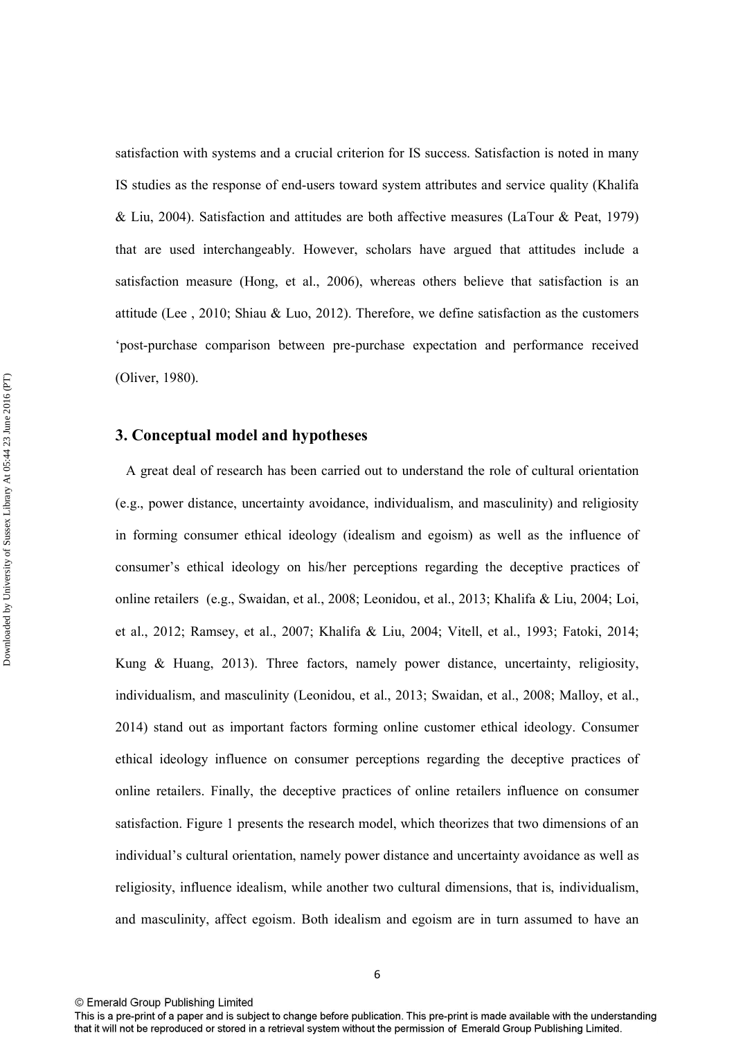satisfaction with systems and a crucial criterion for IS success. Satisfaction is noted in many IS studies as the response of end-users toward system attributes and service quality (Khalifa & Liu, 2004). Satisfaction and attitudes are both affective measures (LaTour & Peat, 1979) that are used interchangeably. However, scholars have argued that attitudes include a satisfaction measure (Hong, et al., 2006), whereas others believe that satisfaction is an attitude (Lee , 2010; Shiau & Luo, 2012). Therefore, we define satisfaction as the customers 'post-purchase comparison between pre-purchase expectation and performance received (Oliver, 1980).

## 3. Conceptual model and hypotheses

A great deal of research has been carried out to understand the role of cultural orientation (e.g., power distance, uncertainty avoidance, individualism, and masculinity) and religiosity in forming consumer ethical ideology (idealism and egoism) as well as the influence of consumer's ethical ideology on his/her perceptions regarding the deceptive practices of online retailers (e.g., Swaidan, et al., 2008; Leonidou, et al., 2013; Khalifa & Liu, 2004; Loi, et al., 2012; Ramsey, et al., 2007; Khalifa & Liu, 2004; Vitell, et al., 1993; Fatoki, 2014; Kung & Huang, 2013). Three factors, namely power distance, uncertainty, religiosity, individualism, and masculinity (Leonidou, et al., 2013; Swaidan, et al., 2008; Malloy, et al., 2014) stand out as important factors forming online customer ethical ideology. Consumer ethical ideology influence on consumer perceptions regarding the deceptive practices of online retailers. Finally, the deceptive practices of online retailers influence on consumer satisfaction. Figure 1 presents the research model, which theorizes that two dimensions of an individual's cultural orientation, namely power distance and uncertainty avoidance as well as religiosity, influence idealism, while another two cultural dimensions, that is, individualism, and masculinity, affect egoism. Both idealism and egoism are in turn assumed to have an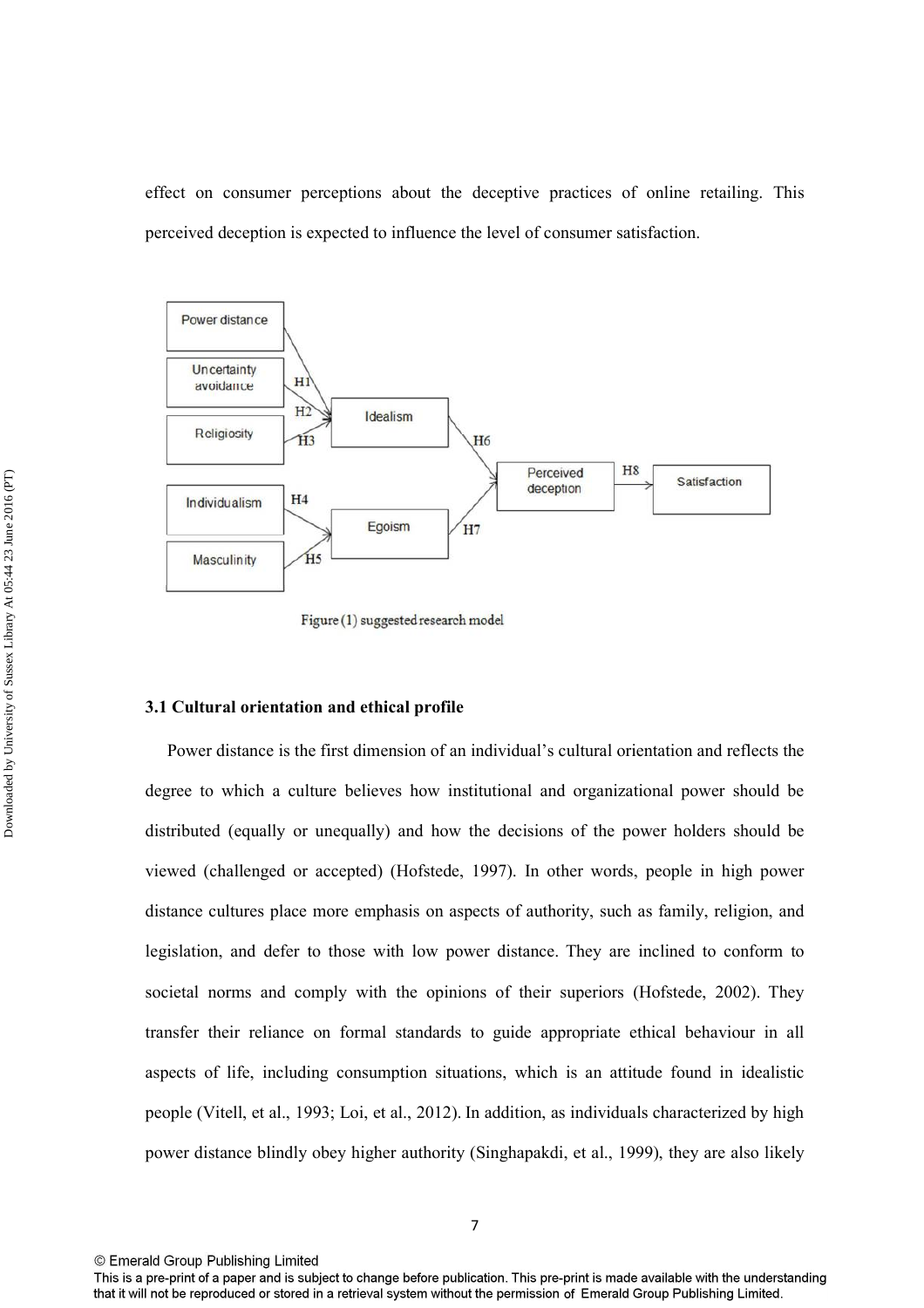effect on consumer perceptions about the deceptive practices of online retailing. This perceived deception is expected to influence the level of consumer satisfaction.

Figure (1) suggested research model

### 3.1 Cultural orientation and ethical profile

Power distance is the first dimension of an individual's cultural orientation and reflects the degree to which a culture believes how institutional and organizational power should be distributed (equally or unequally) and how the decisions of the power holders should be viewed (challenged or accepted) (Hofstede, 1997). In other words, people in high power distance cultures place more emphasis on aspects of authority, such as family, religion, and legislation, and defer to those with low power distance. They are inclined to conform to societal norms and comply with the opinions of their superiors (Hofstede, 2002). They transfer their reliance on formal standards to guide appropriate ethical behaviour in all aspects of life, including consumption situations, which is an attitude found in idealistic people (Vitell, et al., 1993; Loi, et al., 2012). In addition, as individuals characterized by high power distance blindly obey higher authority (Singhapakdi, et al., 1999), they are also likely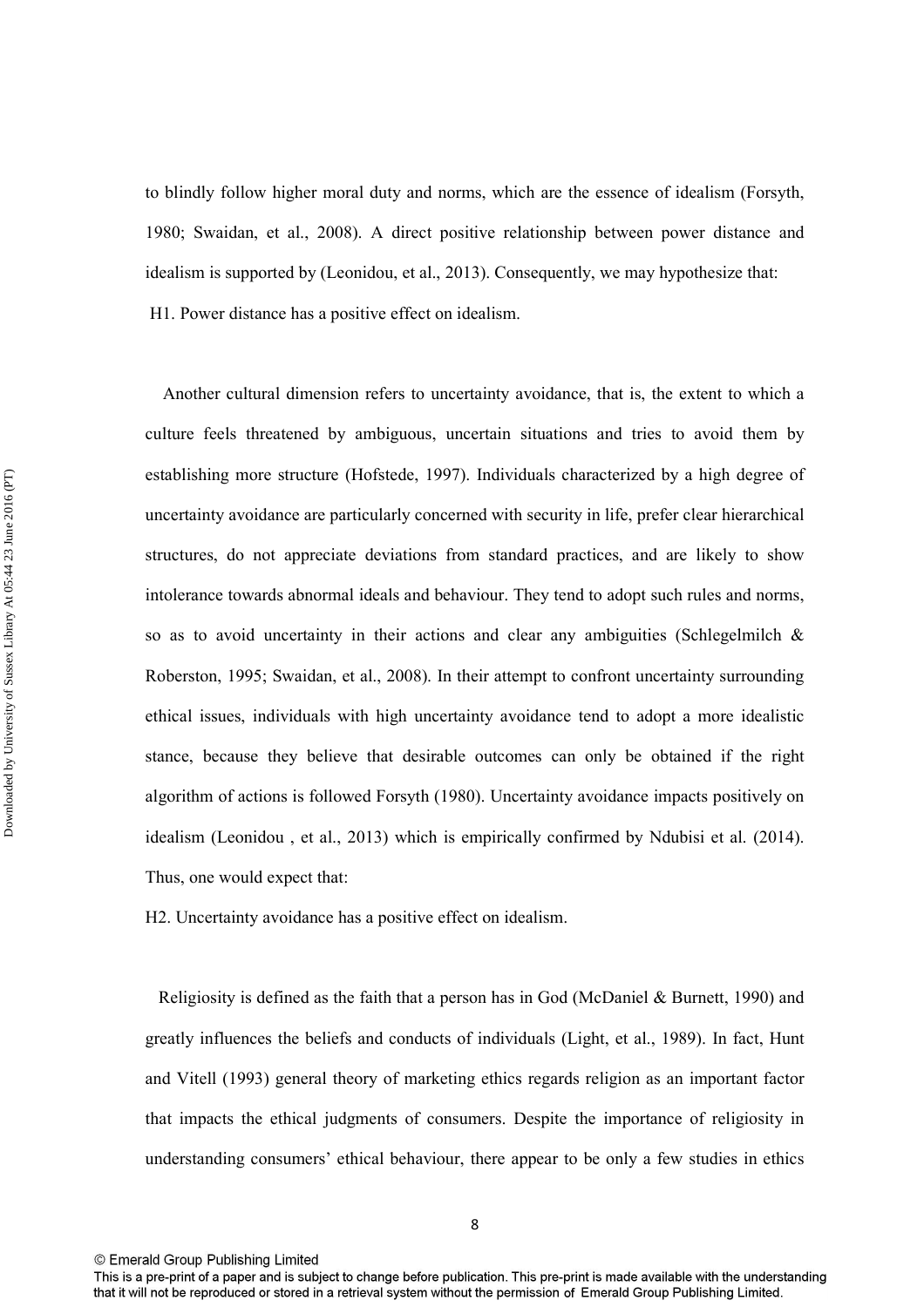to blindly follow higher moral duty and norms, which are the essence of idealism (Forsyth, 1980; Swaidan, et al., 2008). A direct positive relationship between power distance and idealism is supported by (Leonidou, et al., 2013). Consequently, we may hypothesize that:

H1. Power distance has a positive effect on idealism.

Another cultural dimension refers to uncertainty avoidance, that is, the extent to which a culture feels threatened by ambiguous, uncertain situations and tries to avoid them by establishing more structure (Hofstede, 1997). Individuals characterized by a high degree of uncertainty avoidance are particularly concerned with security in life, prefer clear hierarchical structures, do not appreciate deviations from standard practices, and are likely to show intolerance towards abnormal ideals and behaviour. They tend to adopt such rules and norms, so as to avoid uncertainty in their actions and clear any ambiguities (Schlegelmilch & Roberston, 1995; Swaidan, et al., 2008). In their attempt to confront uncertainty surrounding ethical issues, individuals with high uncertainty avoidance tend to adopt a more idealistic stance, because they believe that desirable outcomes can only be obtained if the right algorithm of actions is followed Forsyth (1980). Uncertainty avoidance impacts positively on idealism (Leonidou , et al., 2013) which is empirically confirmed by Ndubisi et al. (2014). Thus, one would expect that:

H2. Uncertainty avoidance has a positive effect on idealism.

Religiosity is defined as the faith that a person has in God (McDaniel & Burnett, 1990) and greatly influences the beliefs and conducts of individuals (Light, et al., 1989). In fact, Hunt and Vitell (1993) general theory of marketing ethics regards religion as an important factor that impacts the ethical judgments of consumers. Despite the importance of religiosity in understanding consumers' ethical behaviour, there appear to be only a few studies in ethics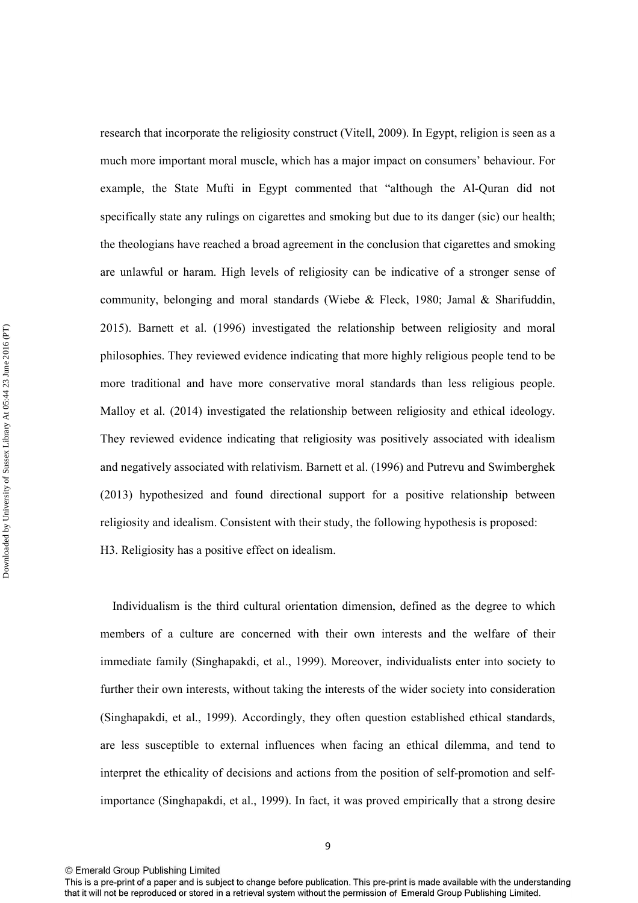research that incorporate the religiosity construct (Vitell, 2009). In Egypt, religion is seen as a much more important moral muscle, which has a major impact on consumers' behaviour. For example, the State Mufti in Egypt commented that "although the Al-Quran did not specifically state any rulings on cigarettes and smoking but due to its danger (sic) our health; the theologians have reached a broad agreement in the conclusion that cigarettes and smoking are unlawful or haram. High levels of religiosity can be indicative of a stronger sense of community, belonging and moral standards (Wiebe & Fleck, 1980; Jamal & Sharifuddin, 2015). Barnett et al. (1996) investigated the relationship between religiosity and moral philosophies. They reviewed evidence indicating that more highly religious people tend to be more traditional and have more conservative moral standards than less religious people. Malloy et al. (2014) investigated the relationship between religiosity and ethical ideology. They reviewed evidence indicating that religiosity was positively associated with idealism and negatively associated with relativism. Barnett et al. (1996) and Putrevu and Swimberghek (2013) hypothesized and found directional support for a positive relationship between religiosity and idealism. Consistent with their study, the following hypothesis is proposed:

H3. Religiosity has a positive effect on idealism.

Individualism is the third cultural orientation dimension, defined as the degree to which members of a culture are concerned with their own interests and the welfare of their immediate family (Singhapakdi, et al., 1999). Moreover, individualists enter into society to further their own interests, without taking the interests of the wider society into consideration (Singhapakdi, et al., 1999). Accordingly, they often question established ethical standards, are less susceptible to external influences when facing an ethical dilemma, and tend to interpret the ethicality of decisions and actions from the position of self-promotion and self-importance (Singhapakdi, et al., 1999). In fact, it was proved empirically that a strong desire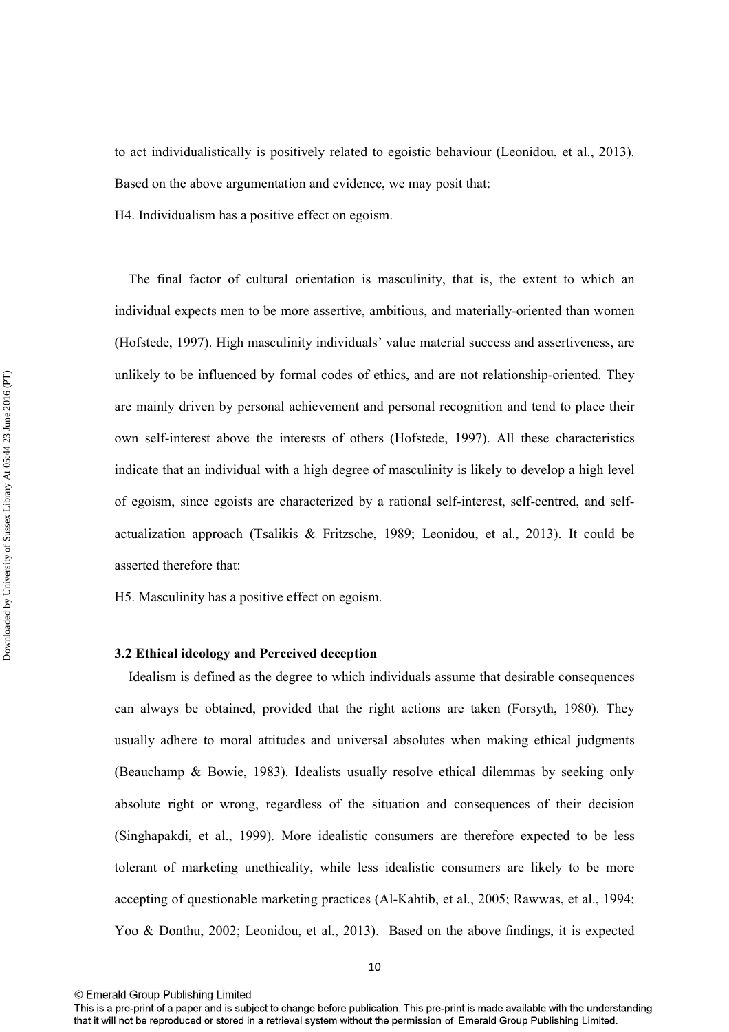to act individualistically is positively related to egoistic behaviour (Leonidou, et al., 2013). Based on the above argumentation and evidence, we may posit that:

H4. Individualism has a positive effect on egoism.

The final factor of cultural orientation is masculinity, that is, the extent to which an individual expects men to be more assertive, ambitious, and materially-oriented than women (Hofstede, 1997). High masculinity individuals' value material success and assertiveness, are unlikely to be influenced by formal codes of ethics, and are not relationship-oriented. They are mainly driven by personal achievement and personal recognition and tend to place their own self-interest above the interests of others (Hofstede, 1997). All these characteristics indicate that an individual with a high degree of masculinity is likely to develop a high level of egoism, since egoists are characterized by a rational self-interest, self-centred, and self-actualization approach (Tsalikis & Fritzsche, 1989; Leonidou, et al., 2013). It could be asserted therefore that:

H5. Masculinity has a positive effect on egoism.

### 3.2 Ethical ideology and Perceived deception

Idealism is defined as the degree to which individuals assume that desirable consequences can always be obtained, provided that the right actions are taken (Forsyth, 1980). They usually adhere to moral attitudes and universal absolutes when making ethical judgments (Beauchamp & Bowie, 1983). Idealists usually resolve ethical dilemmas by seeking only absolute right or wrong, regardless of the situation and consequences of their decision (Singhapakdi, et al., 1999). More idealistic consumers are therefore expected to be less tolerant of marketing unethicality, while less idealistic consumers are likely to be more accepting of questionable marketing practices (Al-Kahtib, et al., 2005; Rawwas, et al., 1994; Yoo & Donthu, 2002; Leonidou, et al., 2013). Based on the above findings, it is expected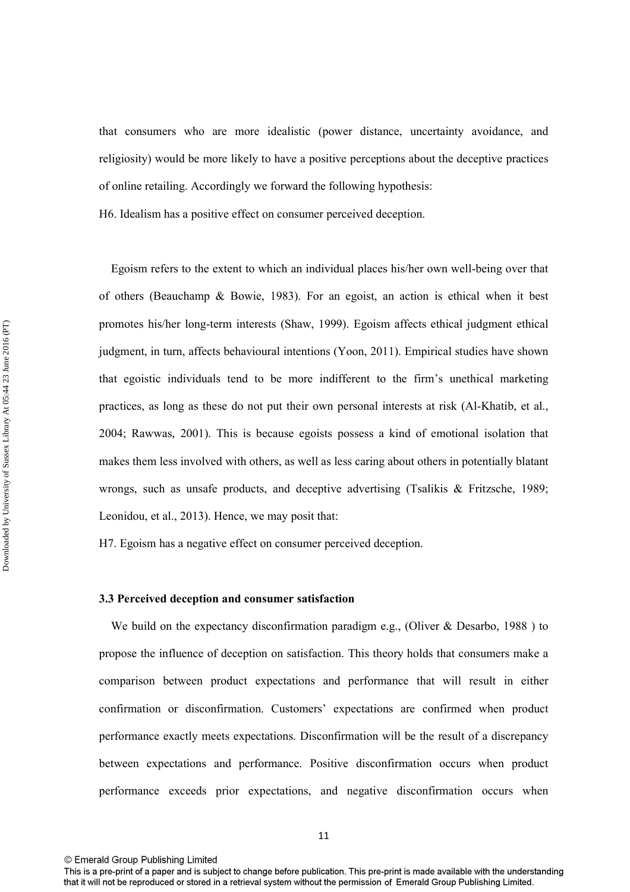that consumers who are more idealistic (power distance, uncertainty avoidance, and religiosity) would be more likely to have a positive perceptions about the deceptive practices of online retailing. Accordingly we forward the following hypothesis:

H6. Idealism has a positive effect on consumer perceived deception.

Egoism refers to the extent to which an individual places his/her own well-being over that of others (Beauchamp & Bowie, 1983). For an egoist, an action is ethical when it best promotes his/her long-term interests (Shaw, 1999). Egoism affects ethical judgment ethical judgment, in turn, affects behavioural intentions (Yoon, 2011). Empirical studies have shown that egoistic individuals tend to be more indifferent to the firm's unethical marketing practices, as long as these do not put their own personal interests at risk (Al-Khatib, et al., 2004; Rawwas, 2001). This is because egoists possess a kind of emotional isolation that makes them less involved with others, as well as less caring about others in potentially blatant wrongs, such as unsafe products, and deceptive advertising (Tsalikis & Fritzsche, 1989; Leonidou, et al., 2013). Hence, we may posit that:

H7. Egoism has a negative effect on consumer perceived deception.

### 3.3 Perceived deception and consumer satisfaction

We build on the expectancy disconfirmation paradigm e.g., (Oliver & Desarbo, 1988 ) to propose the influence of deception on satisfaction. This theory holds that consumers make a comparison between product expectations and performance that will result in either confirmation or disconfirmation. Customers' expectations are confirmed when product performance exactly meets expectations. Disconfirmation will be the result of a discrepancy between expectations and performance. Positive disconfirmation occurs when product performance exceeds prior expectations, and negative disconfirmation occurs when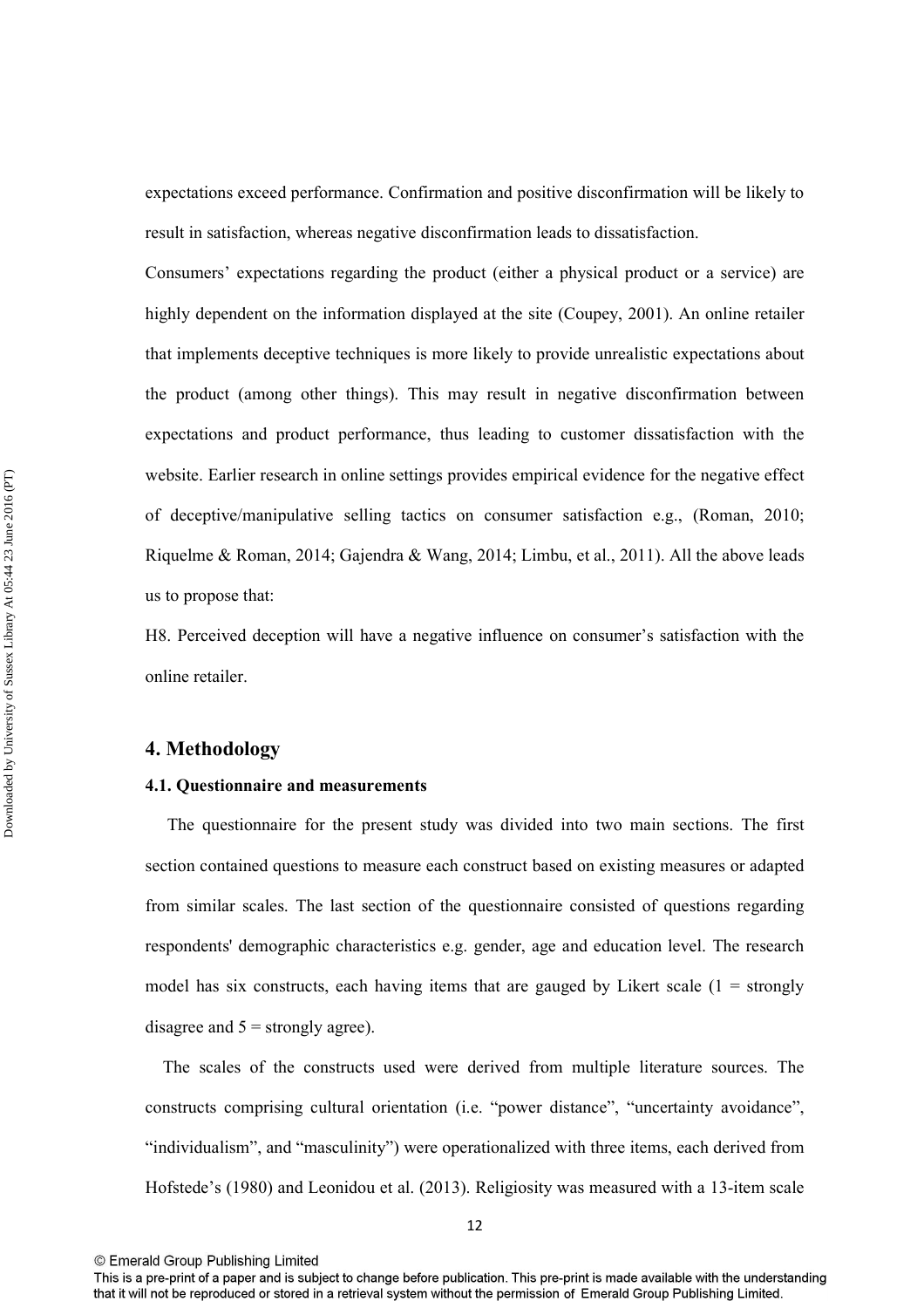expectations exceed performance. Confirmation and positive disconfirmation will be likely to result in satisfaction, whereas negative disconfirmation leads to dissatisfaction.

Consumers' expectations regarding the product (either a physical product or a service) are highly dependent on the information displayed at the site (Coupey, 2001). An online retailer that implements deceptive techniques is more likely to provide unrealistic expectations about the product (among other things). This may result in negative disconfirmation between expectations and product performance, thus leading to customer dissatisfaction with the website. Earlier research in online settings provides empirical evidence for the negative effect of deceptive/manipulative selling tactics on consumer satisfaction e.g., (Roman, 2010; Riquelme & Roman, 2014; Gajendra & Wang, 2014; Limbu, et al., 2011). All the above leads us to propose that:

H8. Perceived deception will have a negative influence on consumer's satisfaction with the online retailer.

## 4. Methodology

### 4.1. Questionnaire and measurements

The questionnaire for the present study was divided into two main sections. The first section contained questions to measure each construct based on existing measures or adapted from similar scales. The last section of the questionnaire consisted of questions regarding respondents' demographic characteristics e.g. gender, age and education level. The research model has six constructs, each having items that are gauged by Likert scale (1 = strongly disagree and 5 = strongly agree).

The scales of the constructs used were derived from multiple literature sources. The constructs comprising cultural orientation (i.e. "power distance", "uncertainty avoidance", "individualism", and "masculinity") were operationalized with three items, each derived from Hofstede's (1980) and Leonidou et al. (2013). Religiosity was measured with a 13-item scale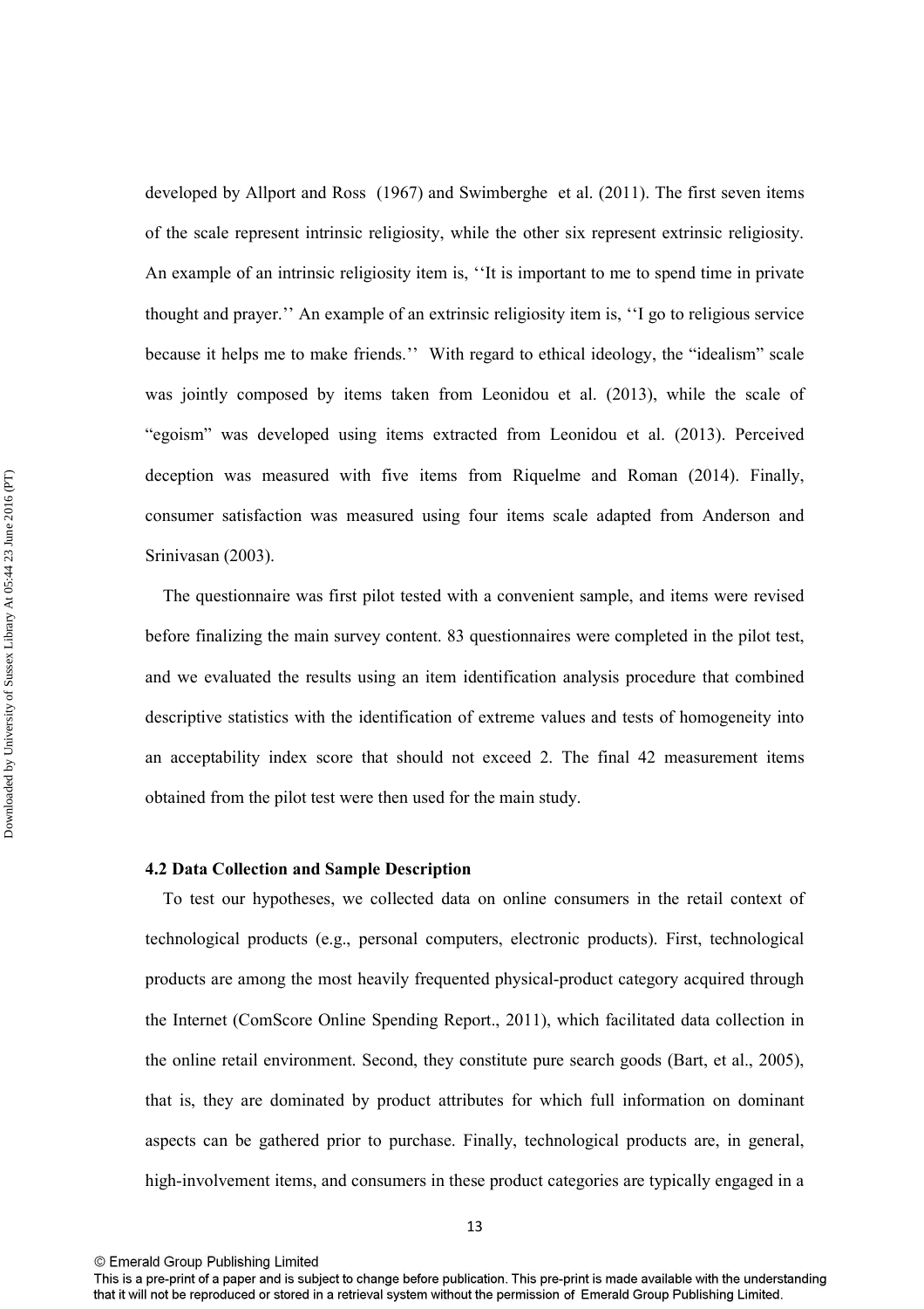developed by Allport and Ross (1967) and Swimberghe et al. (2011). The first seven items of the scale represent intrinsic religiosity, while the other six represent extrinsic religiosity. An example of an intrinsic religiosity item is, ''It is important to me to spend time in private thought and prayer.'' An example of an extrinsic religiosity item is, ''I go to religious service because it helps me to make friends.'' With regard to ethical ideology, the "idealism" scale was jointly composed by items taken from Leonidou et al. (2013), while the scale of "egoism" was developed using items extracted from Leonidou et al. (2013). Perceived deception was measured with five items from Riquelme and Roman (2014). Finally, consumer satisfaction was measured using four items scale adapted from Anderson and Srinivasan (2003).

The questionnaire was first pilot tested with a convenient sample, and items were revised before finalizing the main survey content. 83 questionnaires were completed in the pilot test, and we evaluated the results using an item identification analysis procedure that combined descriptive statistics with the identification of extreme values and tests of homogeneity into an acceptability index score that should not exceed 2. The final 42 measurement items obtained from the pilot test were then used for the main study.

### 4.2 Data Collection and Sample Description

To test our hypotheses, we collected data on online consumers in the retail context of technological products (e.g., personal computers, electronic products). First, technological products are among the most heavily frequented physical-product category acquired through the Internet (ComScore Online Spending Report., 2011), which facilitated data collection in the online retail environment. Second, they constitute pure search goods (Bart, et al., 2005), that is, they are dominated by product attributes for which full information on dominant aspects can be gathered prior to purchase. Finally, technological products are, in general, high-involvement items, and consumers in these product categories are typically engaged in a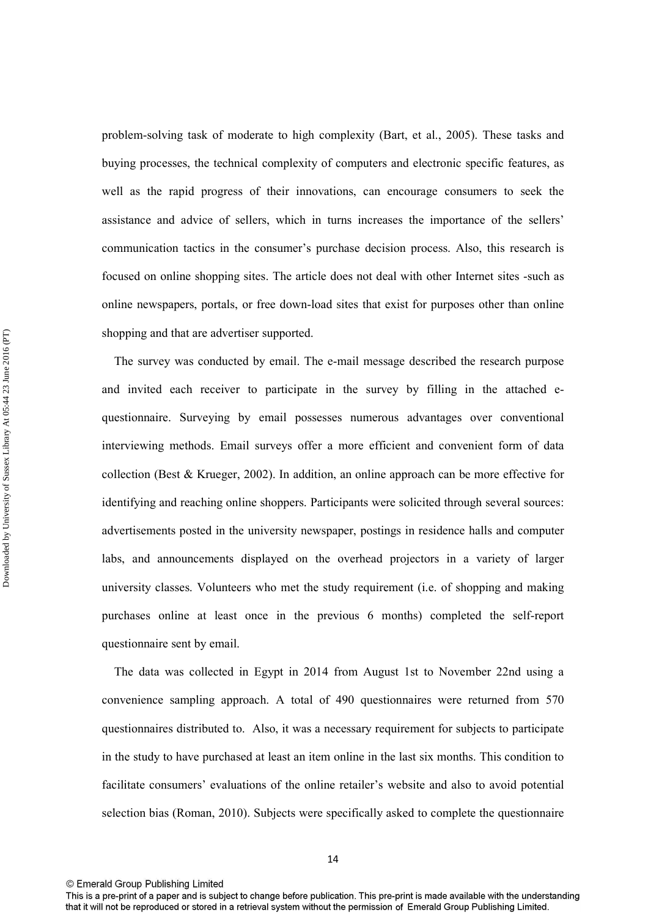problem-solving task of moderate to high complexity (Bart, et al., 2005). These tasks and buying processes, the technical complexity of computers and electronic specific features, as well as the rapid progress of their innovations, can encourage consumers to seek the assistance and advice of sellers, which in turns increases the importance of the sellers' communication tactics in the consumer's purchase decision process. Also, this research is focused on online shopping sites. The article does not deal with other Internet sites -such as online newspapers, portals, or free down-load sites that exist for purposes other than online shopping and that are advertiser supported.

The survey was conducted by email. The e-mail message described the research purpose and invited each receiver to participate in the survey by filling in the attached e-questionnaire. Surveying by email possesses numerous advantages over conventional interviewing methods. Email surveys offer a more efficient and convenient form of data collection (Best & Krueger, 2002). In addition, an online approach can be more effective for identifying and reaching online shoppers. Participants were solicited through several sources: advertisements posted in the university newspaper, postings in residence halls and computer labs, and announcements displayed on the overhead projectors in a variety of larger university classes. Volunteers who met the study requirement (i.e. of shopping and making purchases online at least once in the previous 6 months) completed the self-report questionnaire sent by email.

The data was collected in Egypt in 2014 from August 1st to November 22nd using a convenience sampling approach. A total of 490 questionnaires were returned from 570 questionnaires distributed to. Also, it was a necessary requirement for subjects to participate in the study to have purchased at least an item online in the last six months. This condition to facilitate consumers' evaluations of the online retailer's website and also to avoid potential selection bias (Roman, 2010). Subjects were specifically asked to complete the questionnaire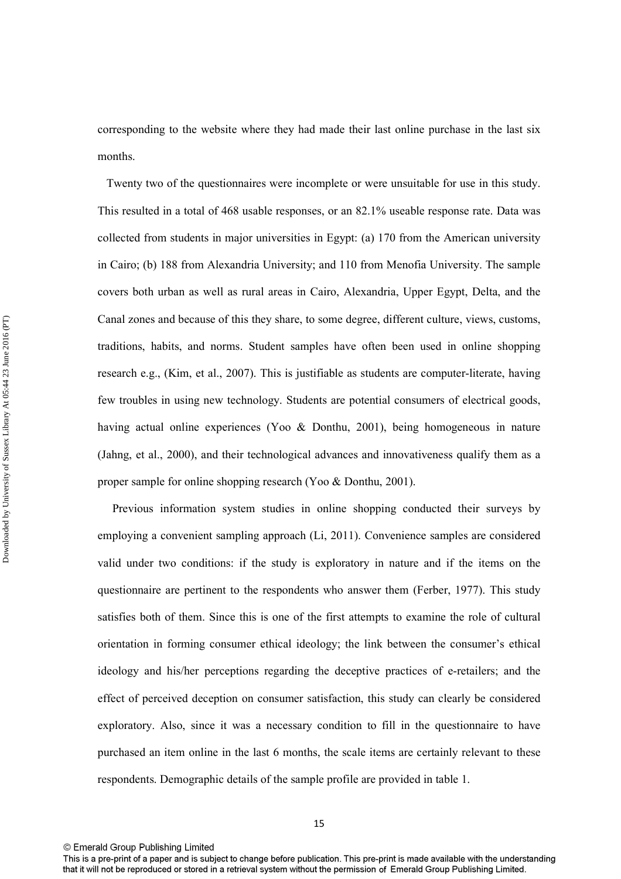corresponding to the website where they had made their last online purchase in the last six months.

Twenty two of the questionnaires were incomplete or were unsuitable for use in this study. This resulted in a total of 468 usable responses, or an 82.1% useable response rate. Data was collected from students in major universities in Egypt: (a) 170 from the American university in Cairo; (b) 188 from Alexandria University; and 110 from Menofia University. The sample covers both urban as well as rural areas in Cairo, Alexandria, Upper Egypt, Delta, and the Canal zones and because of this they share, to some degree, different culture, views, customs, traditions, habits, and norms. Student samples have often been used in online shopping research e.g., (Kim, et al., 2007). This is justifiable as students are computer-literate, having few troubles in using new technology. Students are potential consumers of electrical goods, having actual online experiences (Yoo & Donthu, 2001), being homogeneous in nature (Jahng, et al., 2000), and their technological advances and innovativeness qualify them as a proper sample for online shopping research (Yoo & Donthu, 2001).

Previous information system studies in online shopping conducted their surveys by employing a convenient sampling approach (Li, 2011). Convenience samples are considered valid under two conditions: if the study is exploratory in nature and if the items on the questionnaire are pertinent to the respondents who answer them (Ferber, 1977). This study satisfies both of them. Since this is one of the first attempts to examine the role of cultural orientation in forming consumer ethical ideology; the link between the consumer's ethical ideology and his/her perceptions regarding the deceptive practices of e-retailers; and the effect of perceived deception on consumer satisfaction, this study can clearly be considered exploratory. Also, since it was a necessary condition to fill in the questionnaire to have purchased an item online in the last 6 months, the scale items are certainly relevant to these respondents. Demographic details of the sample profile are provided in table 1.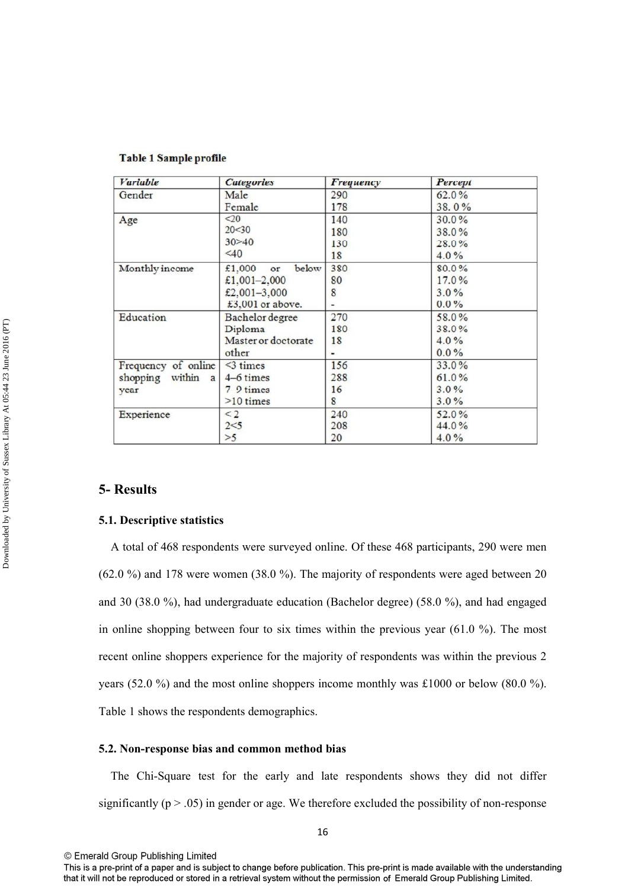**Table 1 Sample profile**

| *Variable* | *Categories* | *Frequency* | *Percept* |
|---|---|---|---|
| Gender | Male | 290 | 62.0 % |
| | Female | 178 | 38. 0 % |
| Age | <20 | 140 | 30.0 % |
| | 20<30 | 180 | 38.0 % |
| | 30>40 | 130 | 28.0 % |
| | <40 | 18 | 4.0 % |
| Monthly income | £1,000 or below | 380 | 80.0 % |
| | £1,001–2,000 | 80 | 17.0 % |
| | £2,001–3,000 | 8 | 3.0 % |
| | £3,001 or above. | - | 0.0 % |
| Education | Bachelor degree | 270 | 58.0 % |
| | Diploma | 180 | 38.0 % |
| | Master or doctorate | 18 | 4.0 % |
| | other | - | 0.0 % |
| Frequency of online shopping within a year | <3 times | 156 | 33.0 % |
| | 4–6 times | 288 | 61.0 % |
| | 7 9 times | 16 | 3.0 % |
| | >10 times | 8 | 3.0 % |
| Experience | < 2 | 240 | 52.0 % |
| | 2<5 | 208 | 44.0 % |
| | >5 | 20 | 4.0 % |

## 5- Results

### 5.1. Descriptive statistics

A total of 468 respondents were surveyed online. Of these 468 participants, 290 were men (62.0 %) and 178 were women (38.0 %). The majority of respondents were aged between 20 and 30 (38.0 %), had undergraduate education (Bachelor degree) (58.0 %), and had engaged in online shopping between four to six times within the previous year (61.0 %). The most recent online shoppers experience for the majority of respondents was within the previous 2 years (52.0 %) and the most online shoppers income monthly was £1000 or below (80.0 %). Table 1 shows the respondents demographics.

### 5.2. Non-response bias and common method bias

The Chi-Square test for the early and late respondents shows they did not differ significantly ($p > .05$) in gender or age. We therefore excluded the possibility of non-response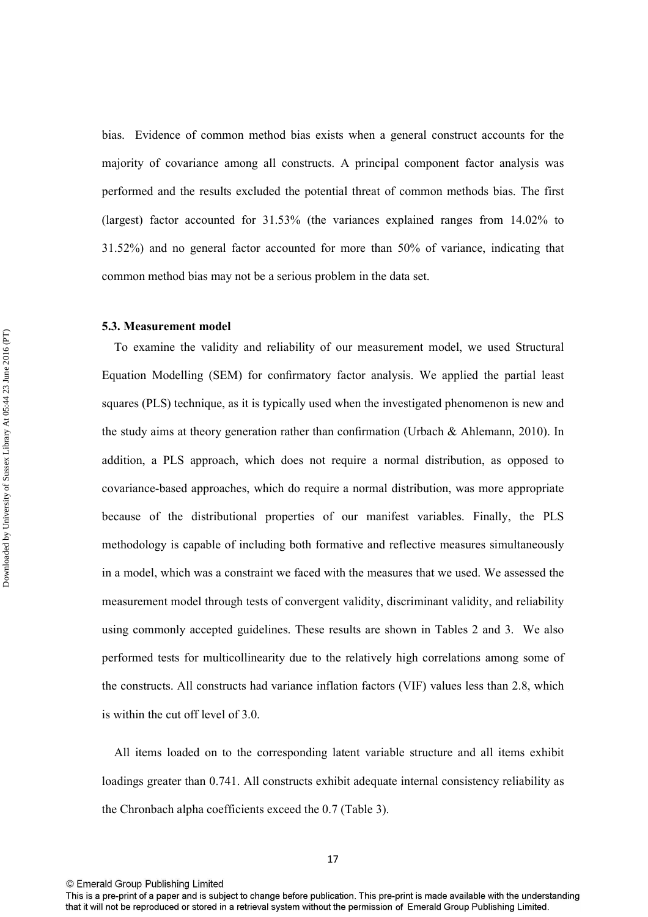bias. Evidence of common method bias exists when a general construct accounts for the majority of covariance among all constructs. A principal component factor analysis was performed and the results excluded the potential threat of common methods bias. The first (largest) factor accounted for 31.53% (the variances explained ranges from 14.02% to 31.52%) and no general factor accounted for more than 50% of variance, indicating that common method bias may not be a serious problem in the data set.

### 5.3. Measurement model

To examine the validity and reliability of our measurement model, we used Structural Equation Modelling (SEM) for confirmatory factor analysis. We applied the partial least squares (PLS) technique, as it is typically used when the investigated phenomenon is new and the study aims at theory generation rather than confirmation (Urbach & Ahlemann, 2010). In addition, a PLS approach, which does not require a normal distribution, as opposed to covariance-based approaches, which do require a normal distribution, was more appropriate because of the distributional properties of our manifest variables. Finally, the PLS methodology is capable of including both formative and reflective measures simultaneously in a model, which was a constraint we faced with the measures that we used. We assessed the measurement model through tests of convergent validity, discriminant validity, and reliability using commonly accepted guidelines. These results are shown in Tables 2 and 3. We also performed tests for multicollinearity due to the relatively high correlations among some of the constructs. All constructs had variance inflation factors (VIF) values less than 2.8, which is within the cut off level of 3.0.

All items loaded on to the corresponding latent variable structure and all items exhibit loadings greater than 0.741. All constructs exhibit adequate internal consistency reliability as the Chronbach alpha coefficients exceed the 0.7 (Table 3).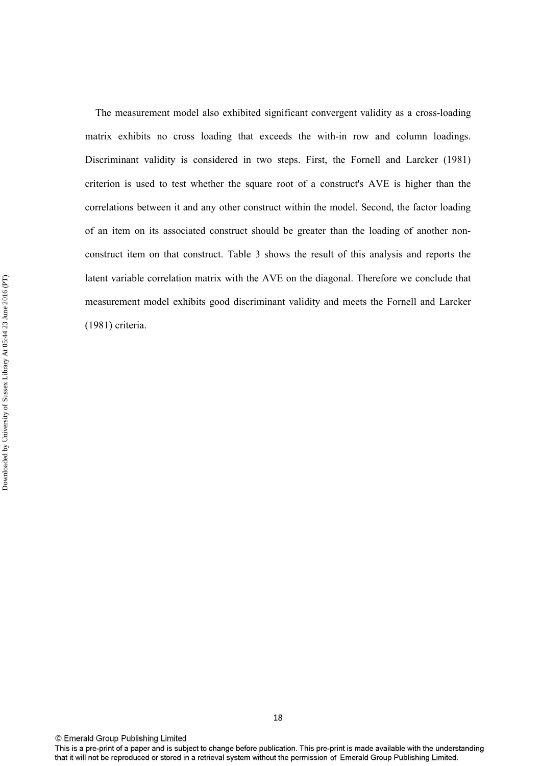The measurement model also exhibited significant convergent validity as a cross-loading matrix exhibits no cross loading that exceeds the with-in row and column loadings. Discriminant validity is considered in two steps. First, the Fornell and Larcker (1981) criterion is used to test whether the square root of a construct's AVE is higher than the correlations between it and any other construct within the model. Second, the factor loading of an item on its associated construct should be greater than the loading of another non-construct item on that construct. Table 3 shows the result of this analysis and reports the latent variable correlation matrix with the AVE on the diagonal. Therefore we conclude that measurement model exhibits good discriminant validity and meets the Fornell and Larcker (1981) criteria.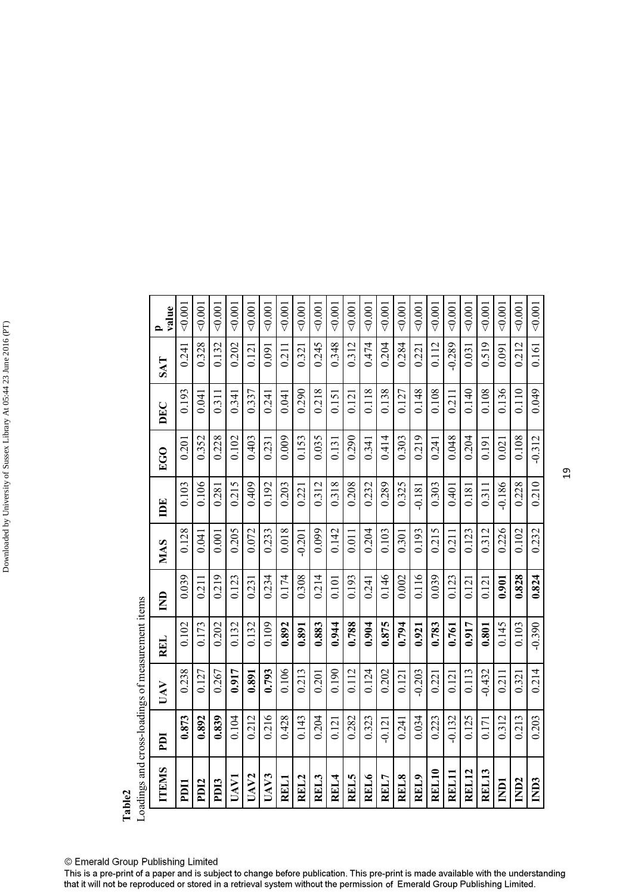**Table2**

Loadings and cross-loadings of measurement items

| ITEMS | PDI | UAV | REL | IND | MAS | IDE | EGO | DEC | SAT | P value |
|---|---|---|---|---|---|---|---|---|---|---|
| PDI1 | **0.873** | 0.238 | 0.102 | 0.039 | 0.128 | 0.103 | 0.201 | 0.193 | 0.241 | <0.001 |
| PDI2 | **0.892** | 0.127 | 0.173 | 0.211 | 0.041 | 0.106 | 0.352 | 0.041 | 0.328 | <0.001 |
| PDI3 | **0.839** | 0.267 | 0.202 | 0.219 | 0.001 | 0.281 | 0.228 | 0.311 | 0.132 | <0.001 |
| UAV1 | 0.104 | **0.917** | 0.132 | 0.123 | 0.205 | 0.215 | 0.102 | 0.341 | 0.202 | <0.001 |
| UAV2 | 0.212 | **0.891** | 0.132 | 0.231 | 0.072 | 0.409 | 0.403 | 0.337 | 0.121 | <0.001 |
| UAV3 | 0.216 | **0.793** | 0.109 | 0.234 | 0.233 | 0.192 | 0.231 | 0.241 | 0.091 | <0.001 |
| REL1 | 0.428 | 0.106 | **0.892** | 0.174 | 0.018 | 0.203 | 0.009 | 0.041 | 0.211 | <0.001 |
| REL2 | 0.143 | 0.213 | **0.891** | 0.308 | -0.201 | 0.221 | 0.153 | 0.290 | 0.321 | <0.001 |
| REL3 | 0.204 | 0.201 | **0.883** | 0.214 | 0.099 | 0.312 | 0.035 | 0.218 | 0.245 | <0.001 |
| REL4 | 0.121 | 0.190 | **0.944** | 0.101 | 0.142 | 0.318 | 0.131 | 0.151 | 0.348 | <0.001 |
| REL5 | 0.282 | 0.112 | **0.788** | 0.193 | 0.011 | 0.208 | 0.290 | 0.121 | 0.312 | <0.001 |
| REL6 | 0.323 | 0.124 | **0.904** | 0.241 | 0.204 | 0.232 | 0.341 | 0.118 | 0.474 | <0.001 |
| REL7 | -0.121 | 0.202 | **0.875** | 0.146 | 0.103 | 0.289 | 0.414 | 0.138 | 0.204 | <0.001 |
| REL8 | 0.241 | 0.121 | **0.794** | 0.002 | 0.301 | 0.325 | 0.303 | 0.127 | 0.284 | <0.001 |
| REL9 | 0.034 | -0.203 | **0.921** | 0.116 | 0.193 | -0.181 | 0.219 | 0.148 | 0.221 | <0.001 |
| REL10 | 0.223 | 0.221 | **0.783** | 0.039 | 0.215 | 0.303 | 0.241 | 0.108 | 0.112 | <0.001 |
| REL11 | -0.132 | 0.121 | **0.761** | 0.123 | 0.211 | 0.401 | 0.048 | 0.211 | -0.289 | <0.001 |
| REL12 | 0.125 | 0.113 | **0.917** | 0.121 | 0.123 | 0.181 | 0.204 | 0.140 | 0.031 | <0.001 |
| REL13 | 0.171 | -0.432 | **0.801** | 0.121 | 0.312 | 0.311 | 0.191 | 0.108 | 0.519 | <0.001 |
| IND1 | 0.312 | 0.211 | 0.145 | **0.901** | 0.226 | -0.186 | 0.021 | 0.136 | 0.091 | <0.001 |
| IND2 | 0.213 | 0.321 | 0.103 | **0.828** | 0.102 | 0.228 | 0.108 | 0.110 | 0.212 | <0.001 |
| IND3 | 0.203 | 0.214 | -0.390 | **0.824** | 0.232 | 0.210 | -0.312 | 0.049 | 0.161 | <0.001 |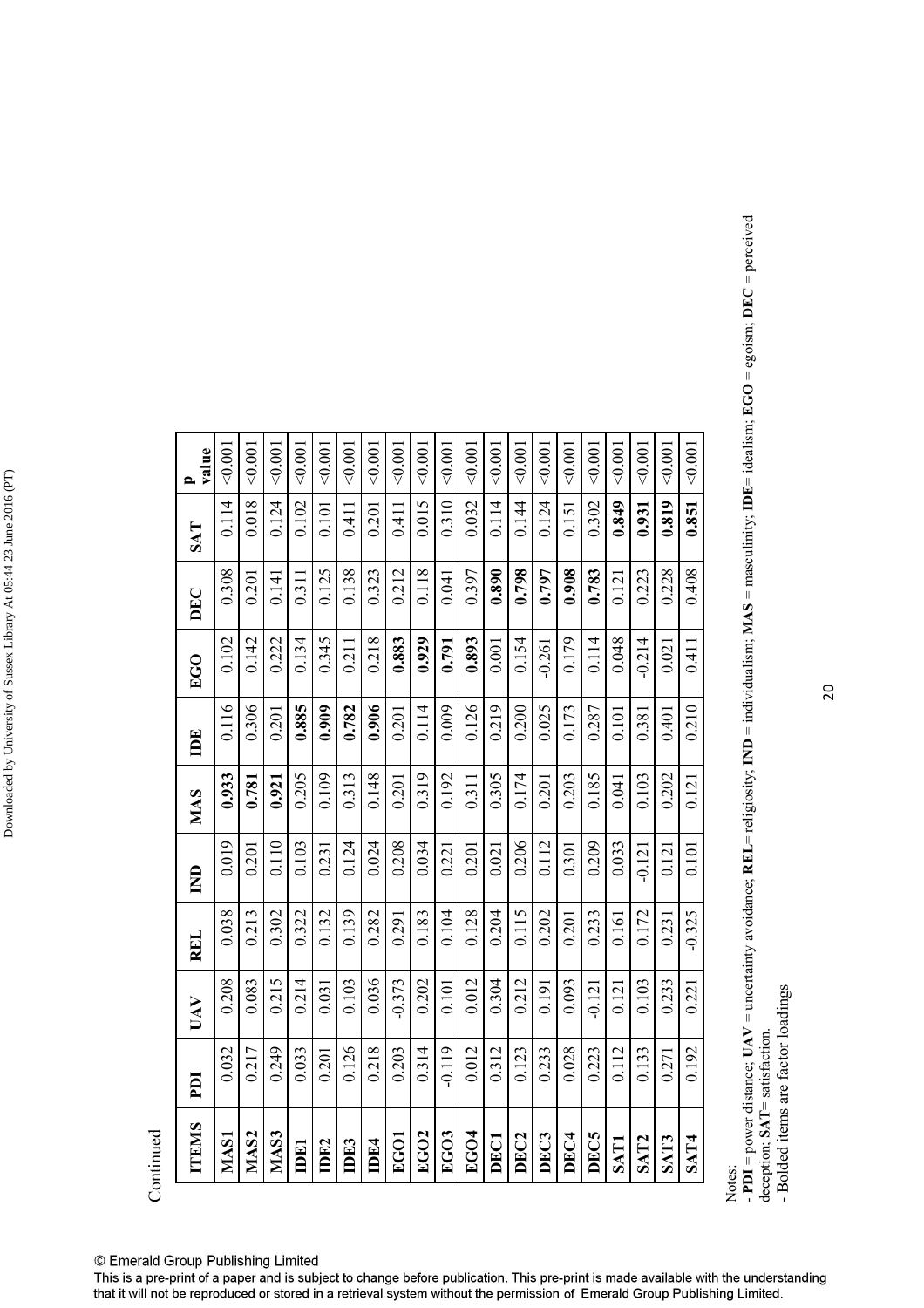Continued

| ITEMS | PDI | UAV | REL | IND | MAS | IDE | EGO | DEC | SAT | p value |
|---|---|---|---|---|---|---|---|---|---|---|
| **MAS1** | 0.032 | 0.208 | 0.038 | 0.019 | **0.933** | 0.116 | 0.102 | 0.308 | 0.114 | <0.001 |
| **MAS2** | 0.217 | 0.083 | 0.213 | 0.201 | **0.781** | 0.306 | 0.142 | 0.201 | 0.018 | <0.001 |
| **MAS3** | 0.249 | 0.215 | 0.302 | 0.110 | **0.921** | 0.201 | 0.222 | 0.141 | 0.124 | <0.001 |
| **IDE1** | 0.033 | 0.214 | 0.322 | 0.103 | 0.205 | **0.885** | 0.134 | 0.311 | 0.102 | <0.001 |
| **IDE2** | 0.201 | 0.031 | 0.132 | 0.231 | 0.109 | **0.909** | 0.345 | 0.125 | 0.101 | <0.001 |
| **IDE3** | 0.126 | 0.103 | 0.139 | 0.124 | 0.313 | **0.782** | 0.211 | 0.138 | 0.411 | <0.001 |
| **IDE4** | 0.218 | 0.036 | 0.282 | 0.024 | 0.148 | **0.906** | 0.218 | 0.323 | 0.201 | <0.001 |
| **EGO1** | 0.203 | -0.373 | 0.291 | 0.208 | 0.201 | 0.201 | **0.883** | 0.212 | 0.411 | <0.001 |
| **EGO2** | 0.314 | 0.202 | 0.183 | 0.034 | 0.319 | 0.114 | **0.929** | 0.118 | 0.015 | <0.001 |
| **EGO3** | -0.119 | 0.101 | 0.104 | 0.221 | 0.192 | 0.009 | **0.791** | 0.041 | 0.310 | <0.001 |
| **EGO4** | 0.012 | 0.012 | 0.128 | 0.201 | 0.311 | 0.126 | **0.893** | 0.397 | 0.032 | <0.001 |
| **DEC1** | 0.312 | 0.304 | 0.204 | 0.021 | 0.305 | 0.219 | 0.001 | **0.890** | 0.114 | <0.001 |
| **DEC2** | 0.123 | 0.212 | 0.115 | 0.206 | 0.174 | 0.200 | 0.154 | **0.798** | 0.144 | <0.001 |
| **DEC3** | 0.233 | 0.191 | 0.202 | 0.112 | 0.201 | 0.025 | -0.261 | **0.797** | 0.124 | <0.001 |
| **DEC4** | 0.028 | 0.093 | 0.201 | 0.301 | 0.203 | 0.173 | 0.179 | **0.908** | 0.151 | <0.001 |
| **DEC5** | 0.223 | -0.121 | 0.233 | 0.209 | 0.185 | 0.287 | 0.114 | **0.783** | 0.302 | <0.001 |
| **SAT1** | 0.112 | 0.121 | 0.161 | 0.033 | 0.041 | 0.101 | 0.048 | 0.121 | **0.849** | <0.001 |
| **SAT2** | 0.133 | 0.103 | 0.172 | -0.121 | 0.103 | 0.381 | -0.214 | 0.223 | **0.931** | <0.001 |
| **SAT3** | 0.271 | 0.233 | 0.231 | 0.121 | 0.202 | 0.401 | 0.021 | 0.228 | **0.819** | <0.001 |
| **SAT4** | 0.192 | 0.221 | -0.325 | 0.101 | 0.121 | 0.210 | 0.411 | 0.408 | **0.851** | <0.001 |

Notes:
- **PDI** = power distance; **UAV** = uncertainty avoidance; **REL**= religiosity; **IND** = individualism; **MAS** = masculinity; **IDE**= idealism; **EGO** = egoism; **DEC** = perceived deception; **SAT**= satisfaction.
- Bolded items are factor loadings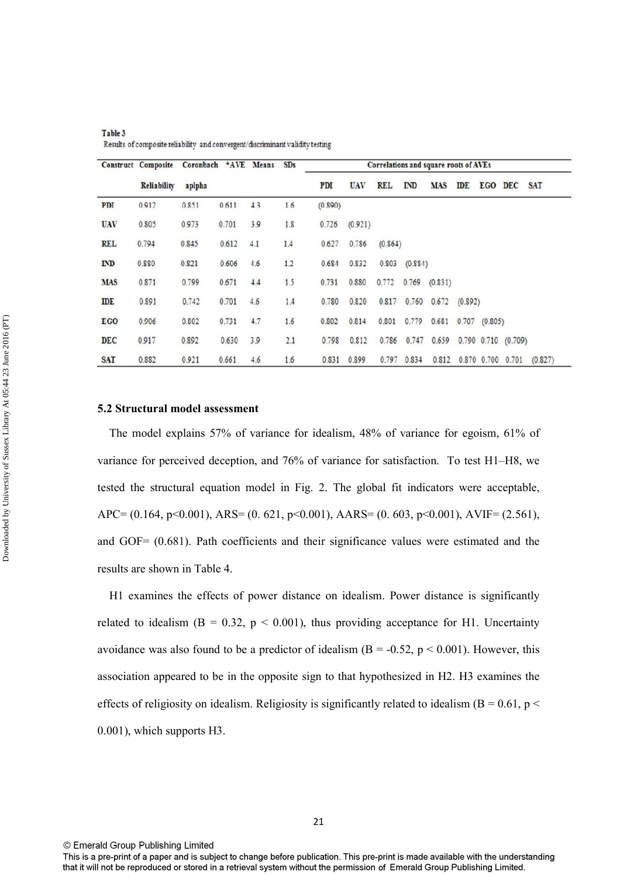**Table 3**
Results of composite reliability and convergent/discriminant validity testing

| Construct | Composite Reliability | Coronbach aplpha | *AVE | Means | SDs | Correlations and square roots of AVEs | | | | | | | | |
|---|---|---|---|---|---|---|---|---|---|---|---|---|---|---|
| | | | | | | PDI | UAV | REL | IND | MAS | IDE | EGO | DEC | SAT |
| PDI | 0.912 | 0.851 | 0.611 | 4.3 | 1.6 | (0.890) | | | | | | | | |
| UAV | 0.805 | 0.973 | 0.701 | 3.9 | 1.8 | 0.726 | (0.921) | | | | | | | |
| REL | 0.794 | 0.845 | 0.612 | 4.1 | 1.4 | 0.627 | 0.786 | (0.864) | | | | | | |
| IND | 0.880 | 0.821 | 0.606 | 4.6 | 1.2 | 0.684 | 0.832 | 0.803 | (0.884) | | | | | |
| MAS | 0.871 | 0.799 | 0.671 | 4.4 | 1.5 | 0.731 | 0.880 | 0.772 | 0.769 | (0.831) | | | | |
| IDE | 0.891 | 0.742 | 0.701 | 4.6 | 1.4 | 0.780 | 0.820 | 0.817 | 0.760 | 0.672 | (0.892) | | | |
| EGO | 0.906 | 0.802 | 0.731 | 4.7 | 1.6 | 0.802 | 0.814 | 0.801 | 0.779 | 0.681 | 0.707 | (0.805) | | |
| DEC | 0.917 | 0.892 | 0.630 | 3.9 | 2.1 | 0.798 | 0.812 | 0.786 | 0.747 | 0.659 | 0.790 | 0.710 | (0.709) | |
| SAT | 0.882 | 0.921 | 0.661 | 4.6 | 1.6 | 0.831 | 0.899 | 0.797 | 0.834 | 0.812 | 0.870 | 0.700 | 0.701 | (0.827) |

### 5.2 Structural model assessment

The model explains 57% of variance for idealism, 48% of variance for egoism, 61% of variance for perceived deception, and 76% of variance for satisfaction. To test H1–H8, we tested the structural equation model in Fig. 2. The global fit indicators were acceptable, APC= (0.164, $p<0.001$), ARS= (0. 621, $p<0.001$), AARS= (0. 603, $p<0.001$), AVIF= (2.561), and GOF= (0.681). Path coefficients and their significance values were estimated and the results are shown in Table 4.

H1 examines the effects of power distance on idealism. Power distance is significantly related to idealism (B = 0.32, $p < 0.001$), thus providing acceptance for H1. Uncertainty avoidance was also found to be a predictor of idealism (B = -0.52, $p < 0.001$). However, this association appeared to be in the opposite sign to that hypothesized in H2. H3 examines the effects of religiosity on idealism. Religiosity is significantly related to idealism (B = 0.61, $p < 0.001$), which supports H3.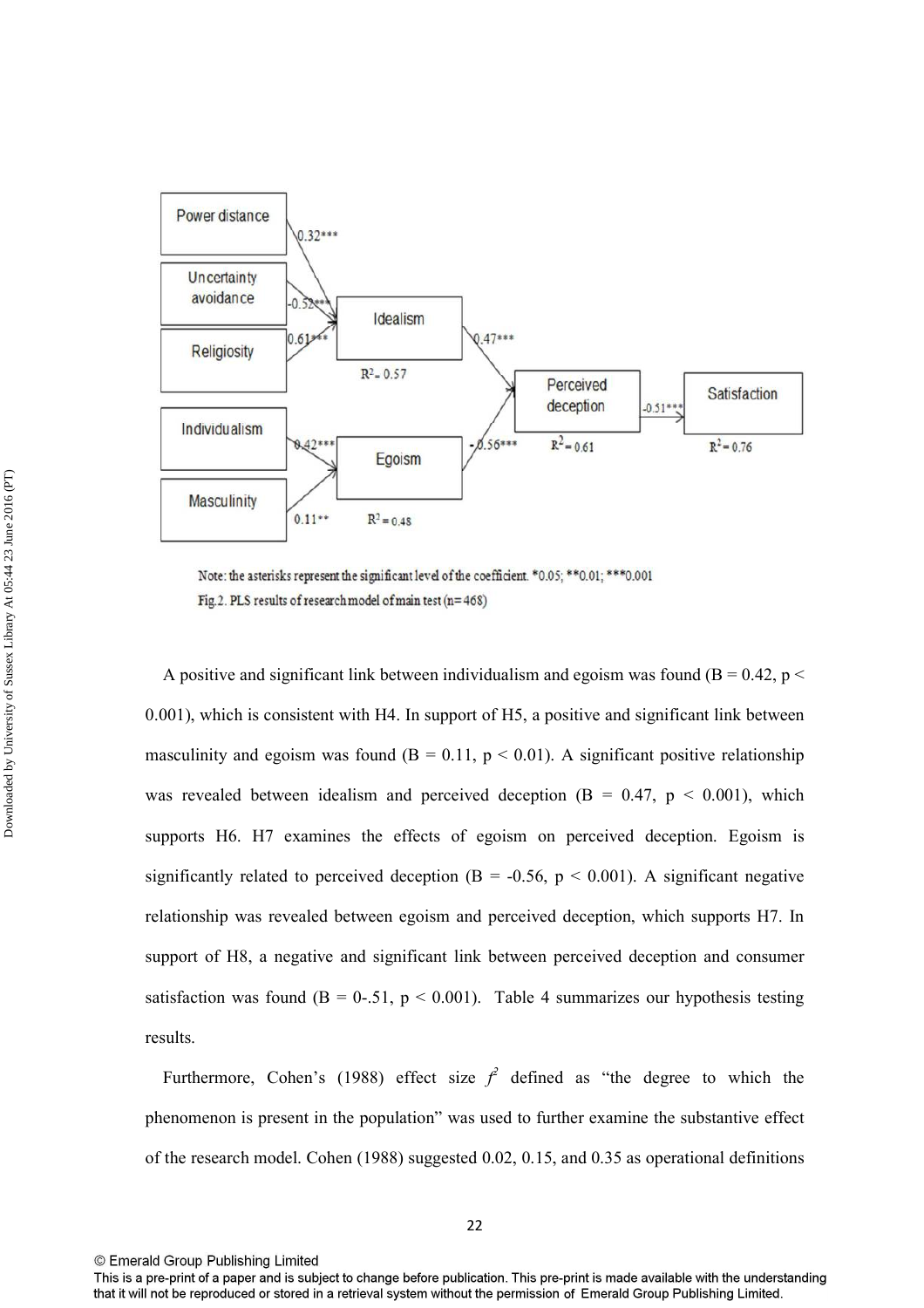Note: the asterisks represent the significant level of the coefficient. *0.05; **0.01; ***0.001

Fig.2. PLS results of research model of main test (n=468)

A positive and significant link between individualism and egoism was found (B = 0.42, $p < 0.001$), which is consistent with H4. In support of H5, a positive and significant link between masculinity and egoism was found (B = 0.11, $p < 0.01$). A significant positive relationship was revealed between idealism and perceived deception (B = 0.47, $p < 0.001$), which supports H6. H7 examines the effects of egoism on perceived deception. Egoism is significantly related to perceived deception (B = -0.56, $p < 0.001$). A significant negative relationship was revealed between egoism and perceived deception, which supports H7. In support of H8, a negative and significant link between perceived deception and consumer satisfaction was found (B = 0-.51, $p < 0.001$). Table 4 summarizes our hypothesis testing results.

Furthermore, Cohen's (1988) effect size $f^2$ defined as "the degree to which the phenomenon is present in the population" was used to further examine the substantive effect of the research model. Cohen (1988) suggested 0.02, 0.15, and 0.35 as operational definitions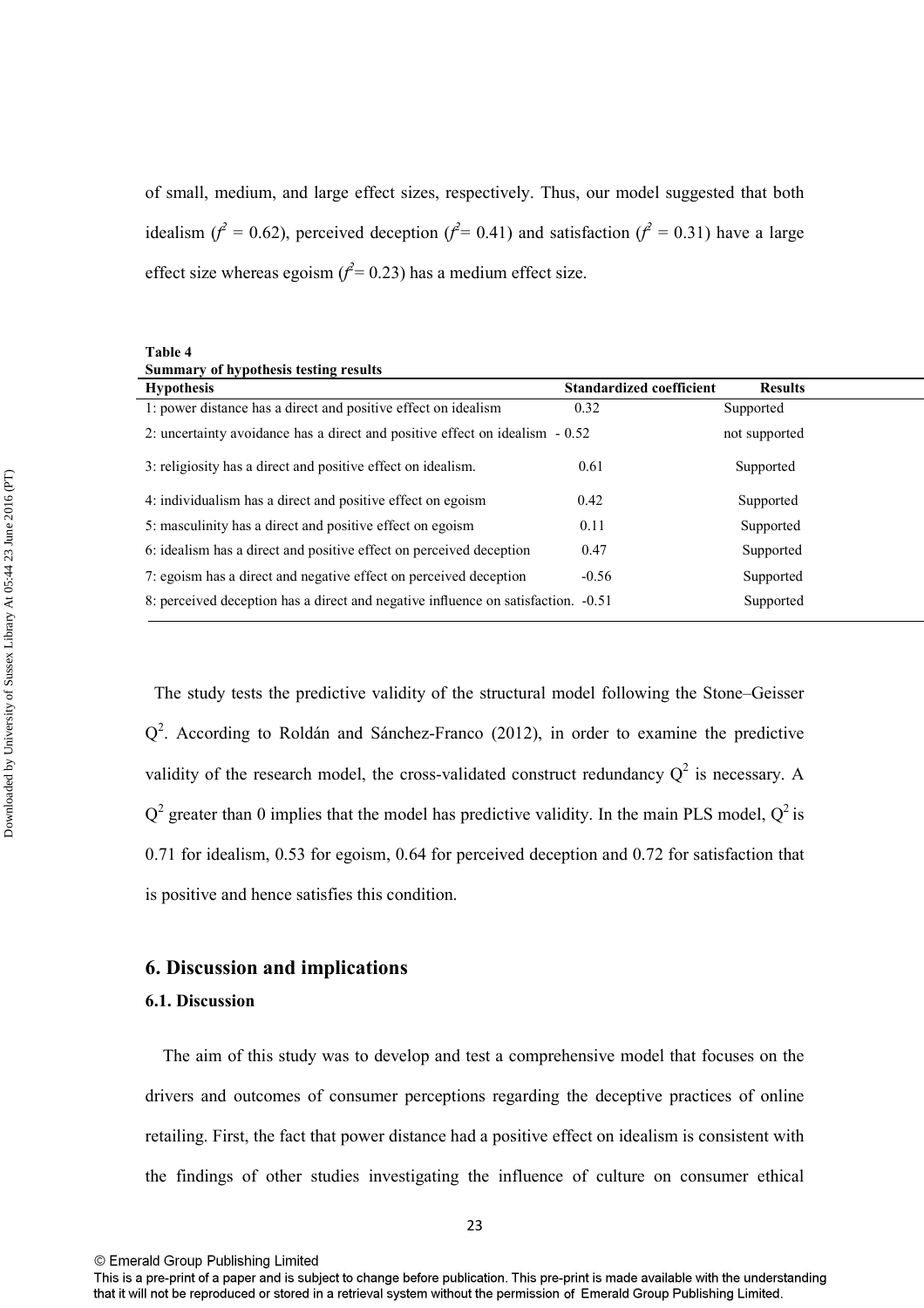of small, medium, and large effect sizes, respectively. Thus, our model suggested that both idealism ($f^2$ = 0.62), perceived deception ($f^2$= 0.41) and satisfaction ($f^2$ = 0.31) have a large effect size whereas egoism ($f^2$= 0.23) has a medium effect size.

**Table 4**
**Summary of hypothesis testing results**

| Hypothesis | Standardized coefficient | Results |
|---|---|---|
| 1: power distance has a direct and positive effect on idealism | 0.32 | Supported |
| 2: uncertainty avoidance has a direct and positive effect on idealism | - 0.52 | not supported |
| 3: religiosity has a direct and positive effect on idealism. | 0.61 | Supported |
| 4: individualism has a direct and positive effect on egoism | 0.42 | Supported |
| 5: masculinity has a direct and positive effect on egoism | 0.11 | Supported |
| 6: idealism has a direct and positive effect on perceived deception | 0.47 | Supported |
| 7: egoism has a direct and negative effect on perceived deception | -0.56 | Supported |
| 8: perceived deception has a direct and negative influence on satisfaction. | -0.51 | Supported |

The study tests the predictive validity of the structural model following the Stone–Geisser $Q^2$. According to Roldán and Sánchez-Franco (2012), in order to examine the predictive validity of the research model, the cross-validated construct redundancy $Q^2$ is necessary. A $Q^2$ greater than 0 implies that the model has predictive validity. In the main PLS model, $Q^2$ is 0.71 for idealism, 0.53 for egoism, 0.64 for perceived deception and 0.72 for satisfaction that is positive and hence satisfies this condition.

## 6. Discussion and implications

### 6.1. Discussion

The aim of this study was to develop and test a comprehensive model that focuses on the drivers and outcomes of consumer perceptions regarding the deceptive practices of online retailing. First, the fact that power distance had a positive effect on idealism is consistent with the findings of other studies investigating the influence of culture on consumer ethical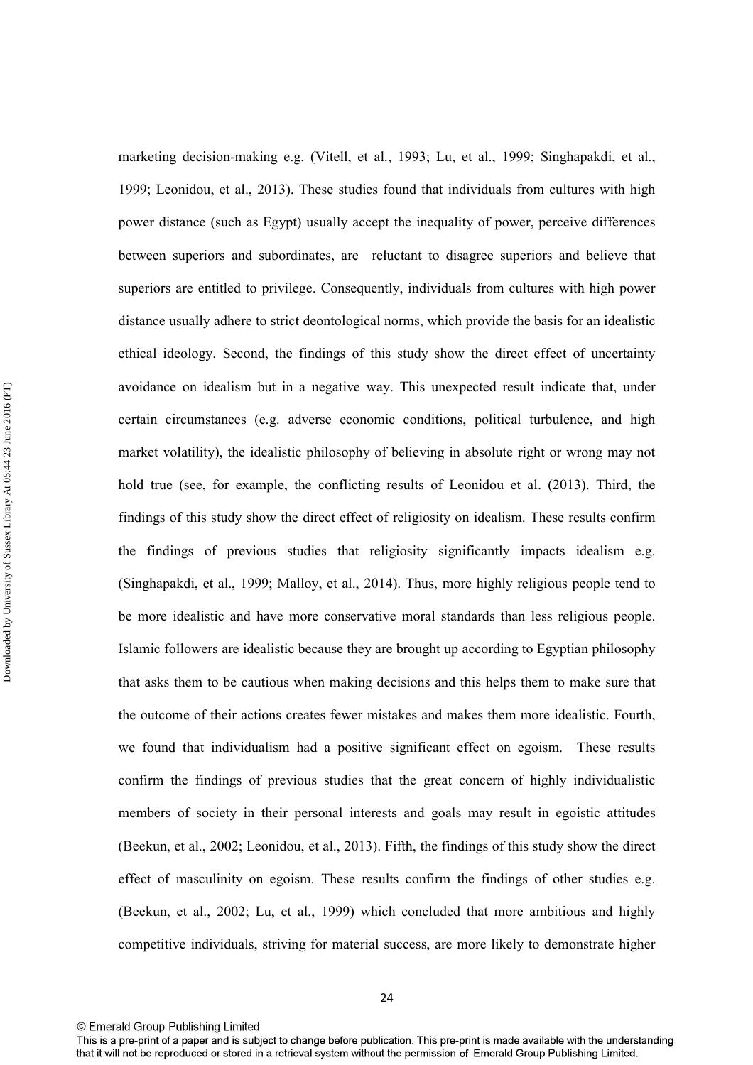marketing decision-making e.g. (Vitell, et al., 1993; Lu, et al., 1999; Singhapakdi, et al., 1999; Leonidou, et al., 2013). These studies found that individuals from cultures with high power distance (such as Egypt) usually accept the inequality of power, perceive differences between superiors and subordinates, are reluctant to disagree superiors and believe that superiors are entitled to privilege. Consequently, individuals from cultures with high power distance usually adhere to strict deontological norms, which provide the basis for an idealistic ethical ideology. Second, the findings of this study show the direct effect of uncertainty avoidance on idealism but in a negative way. This unexpected result indicate that, under certain circumstances (e.g. adverse economic conditions, political turbulence, and high market volatility), the idealistic philosophy of believing in absolute right or wrong may not hold true (see, for example, the conflicting results of Leonidou et al. (2013). Third, the findings of this study show the direct effect of religiosity on idealism. These results confirm the findings of previous studies that religiosity significantly impacts idealism e.g. (Singhapakdi, et al., 1999; Malloy, et al., 2014). Thus, more highly religious people tend to be more idealistic and have more conservative moral standards than less religious people. Islamic followers are idealistic because they are brought up according to Egyptian philosophy that asks them to be cautious when making decisions and this helps them to make sure that the outcome of their actions creates fewer mistakes and makes them more idealistic. Fourth, we found that individualism had a positive significant effect on egoism. These results confirm the findings of previous studies that the great concern of highly individualistic members of society in their personal interests and goals may result in egoistic attitudes (Beekun, et al., 2002; Leonidou, et al., 2013). Fifth, the findings of this study show the direct effect of masculinity on egoism. These results confirm the findings of other studies e.g. (Beekun, et al., 2002; Lu, et al., 1999) which concluded that more ambitious and highly competitive individuals, striving for material success, are more likely to demonstrate higher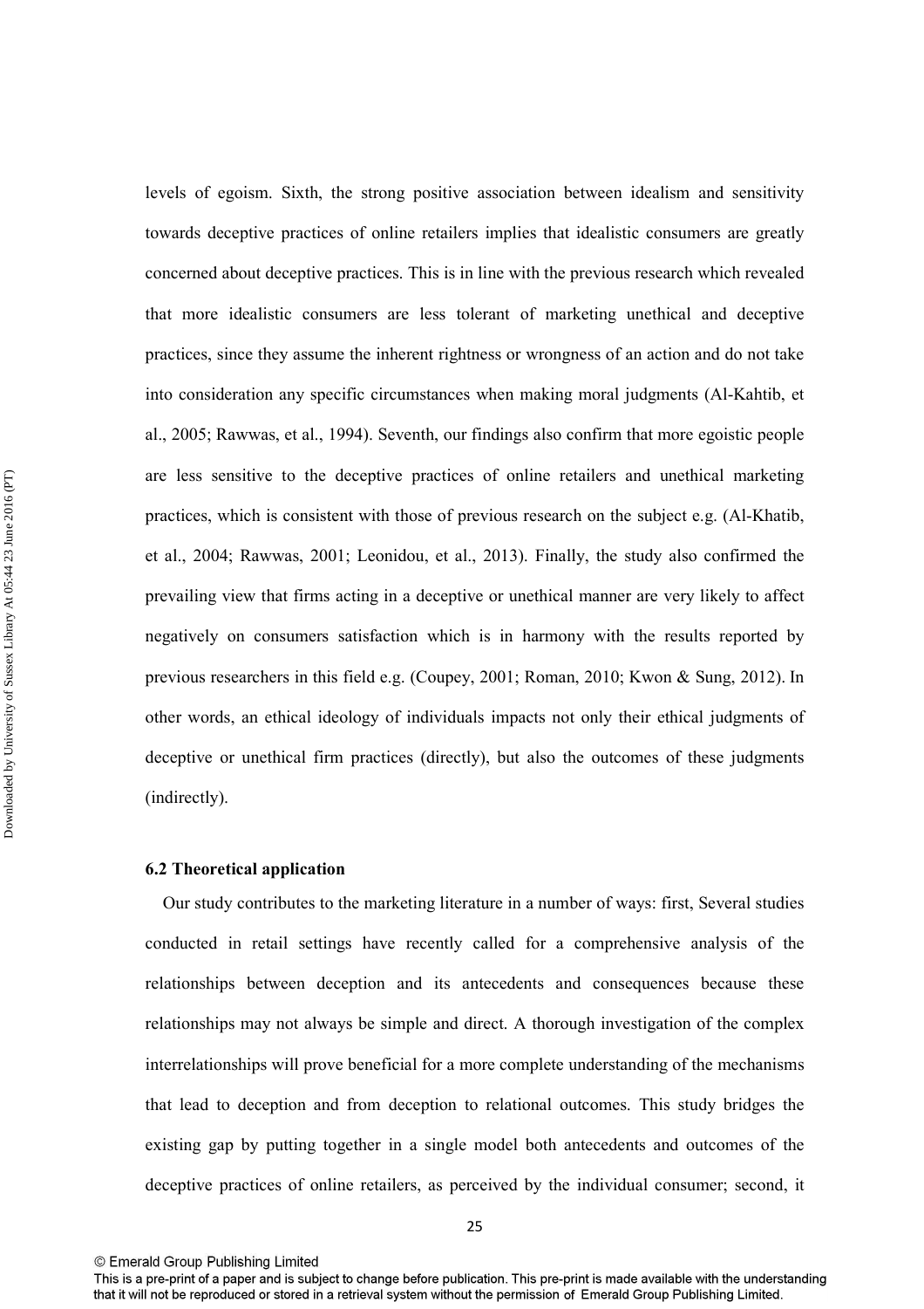levels of egoism. Sixth, the strong positive association between idealism and sensitivity towards deceptive practices of online retailers implies that idealistic consumers are greatly concerned about deceptive practices. This is in line with the previous research which revealed that more idealistic consumers are less tolerant of marketing unethical and deceptive practices, since they assume the inherent rightness or wrongness of an action and do not take into consideration any specific circumstances when making moral judgments (Al-Kahtib, et al., 2005; Rawwas, et al., 1994). Seventh, our findings also confirm that more egoistic people are less sensitive to the deceptive practices of online retailers and unethical marketing practices, which is consistent with those of previous research on the subject e.g. (Al-Khatib, et al., 2004; Rawwas, 2001; Leonidou, et al., 2013). Finally, the study also confirmed the prevailing view that firms acting in a deceptive or unethical manner are very likely to affect negatively on consumers satisfaction which is in harmony with the results reported by previous researchers in this field e.g. (Coupey, 2001; Roman, 2010; Kwon & Sung, 2012). In other words, an ethical ideology of individuals impacts not only their ethical judgments of deceptive or unethical firm practices (directly), but also the outcomes of these judgments (indirectly).

### 6.2 Theoretical application

Our study contributes to the marketing literature in a number of ways: first, Several studies conducted in retail settings have recently called for a comprehensive analysis of the relationships between deception and its antecedents and consequences because these relationships may not always be simple and direct. A thorough investigation of the complex interrelationships will prove beneficial for a more complete understanding of the mechanisms that lead to deception and from deception to relational outcomes. This study bridges the existing gap by putting together in a single model both antecedents and outcomes of the deceptive practices of online retailers, as perceived by the individual consumer; second, it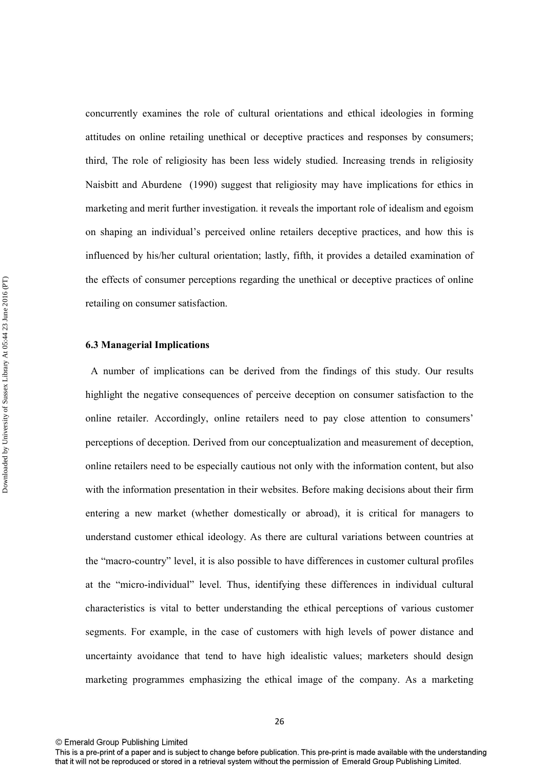concurrently examines the role of cultural orientations and ethical ideologies in forming attitudes on online retailing unethical or deceptive practices and responses by consumers; third, The role of religiosity has been less widely studied. Increasing trends in religiosity Naisbitt and Aburdene (1990) suggest that religiosity may have implications for ethics in marketing and merit further investigation. it reveals the important role of idealism and egoism on shaping an individual's perceived online retailers deceptive practices, and how this is influenced by his/her cultural orientation; lastly, fifth, it provides a detailed examination of the effects of consumer perceptions regarding the unethical or deceptive practices of online retailing on consumer satisfaction.

### 6.3 Managerial Implications

A number of implications can be derived from the findings of this study. Our results highlight the negative consequences of perceive deception on consumer satisfaction to the online retailer. Accordingly, online retailers need to pay close attention to consumers' perceptions of deception. Derived from our conceptualization and measurement of deception, online retailers need to be especially cautious not only with the information content, but also with the information presentation in their websites. Before making decisions about their firm entering a new market (whether domestically or abroad), it is critical for managers to understand customer ethical ideology. As there are cultural variations between countries at the "macro-country" level, it is also possible to have differences in customer cultural profiles at the "micro-individual" level. Thus, identifying these differences in individual cultural characteristics is vital to better understanding the ethical perceptions of various customer segments. For example, in the case of customers with high levels of power distance and uncertainty avoidance that tend to have high idealistic values; marketers should design marketing programmes emphasizing the ethical image of the company. As a marketing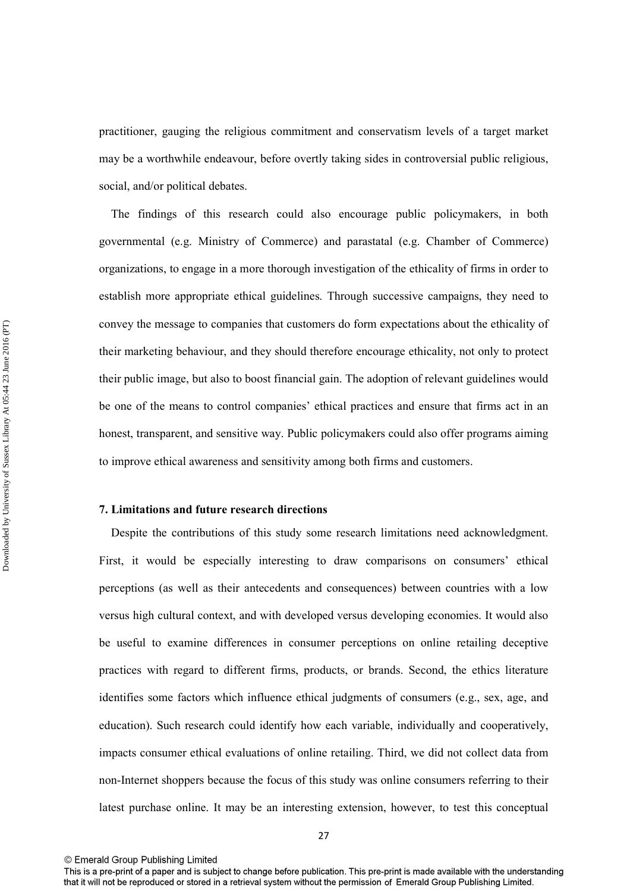practitioner, gauging the religious commitment and conservatism levels of a target market may be a worthwhile endeavour, before overtly taking sides in controversial public religious, social, and/or political debates.

The findings of this research could also encourage public policymakers, in both governmental (e.g. Ministry of Commerce) and parastatal (e.g. Chamber of Commerce) organizations, to engage in a more thorough investigation of the ethicality of firms in order to establish more appropriate ethical guidelines. Through successive campaigns, they need to convey the message to companies that customers do form expectations about the ethicality of their marketing behaviour, and they should therefore encourage ethicality, not only to protect their public image, but also to boost financial gain. The adoption of relevant guidelines would be one of the means to control companies' ethical practices and ensure that firms act in an honest, transparent, and sensitive way. Public policymakers could also offer programs aiming to improve ethical awareness and sensitivity among both firms and customers.

## 7. Limitations and future research directions

Despite the contributions of this study some research limitations need acknowledgment. First, it would be especially interesting to draw comparisons on consumers' ethical perceptions (as well as their antecedents and consequences) between countries with a low versus high cultural context, and with developed versus developing economies. It would also be useful to examine differences in consumer perceptions on online retailing deceptive practices with regard to different firms, products, or brands. Second, the ethics literature identifies some factors which influence ethical judgments of consumers (e.g., sex, age, and education). Such research could identify how each variable, individually and cooperatively, impacts consumer ethical evaluations of online retailing. Third, we did not collect data from non-Internet shoppers because the focus of this study was online consumers referring to their latest purchase online. It may be an interesting extension, however, to test this conceptual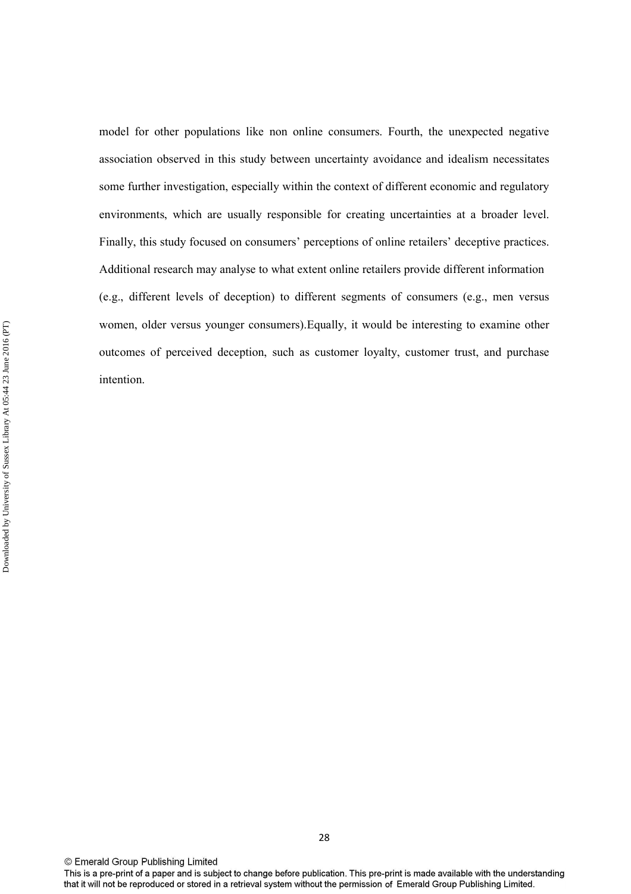model for other populations like non online consumers. Fourth, the unexpected negative association observed in this study between uncertainty avoidance and idealism necessitates some further investigation, especially within the context of different economic and regulatory environments, which are usually responsible for creating uncertainties at a broader level. Finally, this study focused on consumers' perceptions of online retailers' deceptive practices. Additional research may analyse to what extent online retailers provide different information (e.g., different levels of deception) to different segments of consumers (e.g., men versus women, older versus younger consumers).Equally, it would be interesting to examine other outcomes of perceived deception, such as customer loyalty, customer trust, and purchase intention.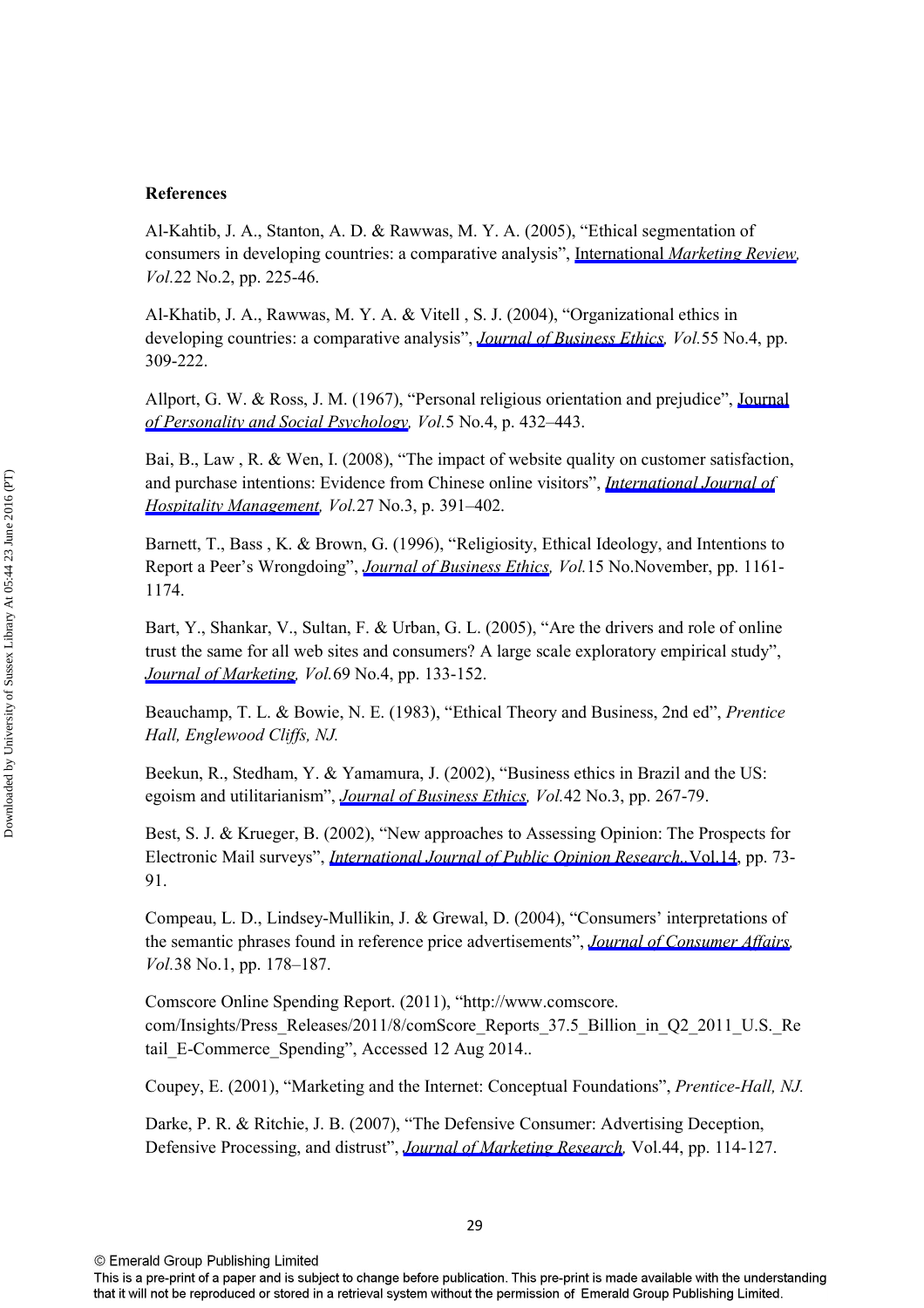**References**

Al-Kahtib, J. A., Stanton, A. D. & Rawwas, M. Y. A. (2005), "Ethical segmentation of consumers in developing countries: a comparative analysis", International *Marketing Review*, *Vol.*22 No.2, pp. 225-46.

Al-Khatib, J. A., Rawwas, M. Y. A. & Vitell , S. J. (2004), "Organizational ethics in developing countries: a comparative analysis", *Journal of Business Ethics*, *Vol.*55 No.4, pp. 309-222.

Allport, G. W. & Ross, J. M. (1967), "Personal religious orientation and prejudice", Journal *of Personality and Social Psychology*, *Vol.*5 No.4, p. 432–443.

Bai, B., Law , R. & Wen, I. (2008), "The impact of website quality on customer satisfaction, and purchase intentions: Evidence from Chinese online visitors", *International Journal of Hospitality Management*, *Vol.*27 No.3, p. 391–402.

Barnett, T., Bass , K. & Brown, G. (1996), "Religiosity, Ethical Ideology, and Intentions to Report a Peer's Wrongdoing", *Journal of Business Ethics*, *Vol.*15 No.November, pp. 1161-1174.

Bart, Y., Shankar, V., Sultan, F. & Urban, G. L. (2005), "Are the drivers and role of online trust the same for all web sites and consumers? A large scale exploratory empirical study", *Journal of Marketing*, *Vol.*69 No.4, pp. 133-152.

Beauchamp, T. L. & Bowie, N. E. (1983), "Ethical Theory and Business, 2nd ed", *Prentice Hall, Englewood Cliffs, NJ.*

Beekun, R., Stedham, Y. & Yamamura, J. (2002), "Business ethics in Brazil and the US: egoism and utilitarianism", *Journal of Business Ethics*, *Vol.*42 No.3, pp. 267-79.

Best, S. J. & Krueger, B. (2002), "New approaches to Assessing Opinion: The Prospects for Electronic Mail surveys", *International Journal of Public Opinion Research*, Vol.14, pp. 73-91.

Compeau, L. D., Lindsey-Mullikin, J. & Grewal, D. (2004), "Consumers' interpretations of the semantic phrases found in reference price advertisements", *Journal of Consumer Affairs*, *Vol.*38 No.1, pp. 178–187.

Comscore Online Spending Report. (2011), "http://www.comscore. com/Insights/Press_Releases/2011/8/comScore_Reports_37.5_Billion_in_Q2_2011_U.S._Retail_E-Commerce_Spending", Accessed 12 Aug 2014..

Coupey, E. (2001), "Marketing and the Internet: Conceptual Foundations", *Prentice-Hall, NJ.*

Darke, P. R. & Ritchie, J. B. (2007), "The Defensive Consumer: Advertising Deception, Defensive Processing, and distrust", *Journal of Marketing Research*, Vol.44, pp. 114-127.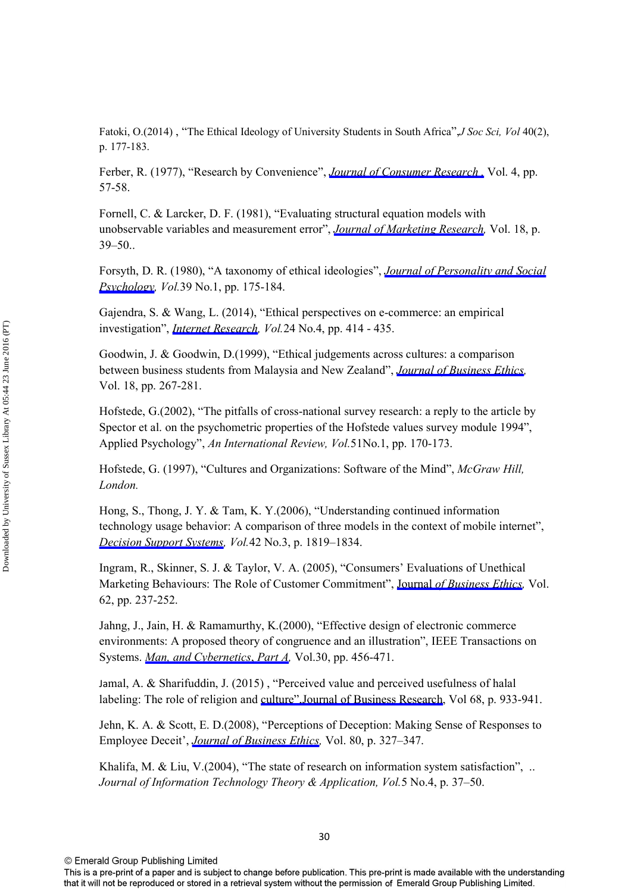Fatoki, O.(2014) , "The Ethical Ideology of University Students in South Africa",*J Soc Sci, Vol* 40(2), p. 177-183.

Ferber, R. (1977), "Research by Convenience", *Journal of Consumer Research ,* Vol. 4, pp. 57-58.

Fornell, C. & Larcker, D. F. (1981), "Evaluating structural equation models with unobservable variables and measurement error", *Journal of Marketing Research,* Vol. 18, p. 39–50..

Forsyth, D. R. (1980), "A taxonomy of ethical ideologies", *Journal of Personality and Social Psychology, Vol.*39 No.1, pp. 175-184.

Gajendra, S. & Wang, L. (2014), "Ethical perspectives on e-commerce: an empirical investigation", *Internet Research, Vol.*24 No.4, pp. 414 - 435.

Goodwin, J. & Goodwin, D.(1999), "Ethical judgements across cultures: a comparison between business students from Malaysia and New Zealand", *Journal of Business Ethics,* Vol. 18, pp. 267-281.

Hofstede, G.(2002), "The pitfalls of cross-national survey research: a reply to the article by Spector et al. on the psychometric properties of the Hofstede values survey module 1994", Applied Psychology", *An International Review, Vol.*51No.1, pp. 170-173.

Hofstede, G. (1997), "Cultures and Organizations: Software of the Mind", *McGraw Hill, London.*

Hong, S., Thong, J. Y. & Tam, K. Y.(2006), "Understanding continued information technology usage behavior: A comparison of three models in the context of mobile internet", *Decision Support Systems, Vol.*42 No.3, p. 1819–1834.

Ingram, R., Skinner, S. J. & Taylor, V. A. (2005), "Consumers' Evaluations of Unethical Marketing Behaviours: The Role of Customer Commitment", Journal *of Business Ethics,* Vol. 62, pp. 237-252.

Jahng, J., Jain, H. & Ramamurthy, K.(2000), "Effective design of electronic commerce environments: A proposed theory of congruence and an illustration", IEEE Transactions on Systems. *Man, and Cybernetics, Part A,* Vol.30, pp. 456-471.

Jamal, A. & Sharifuddin, J. (2015) , "Perceived value and perceived usefulness of halal labeling: The role of religion and culture",Journal of Business Research, Vol 68, p. 933-941.

Jehn, K. A. & Scott, E. D.(2008), "Perceptions of Deception: Making Sense of Responses to Employee Deceit', *Journal of Business Ethics,* Vol. 80, p. 327–347.

Khalifa, M. & Liu, V.(2004), "The state of research on information system satisfaction", .. *Journal of Information Technology Theory & Application, Vol.*5 No.4, p. 37–50.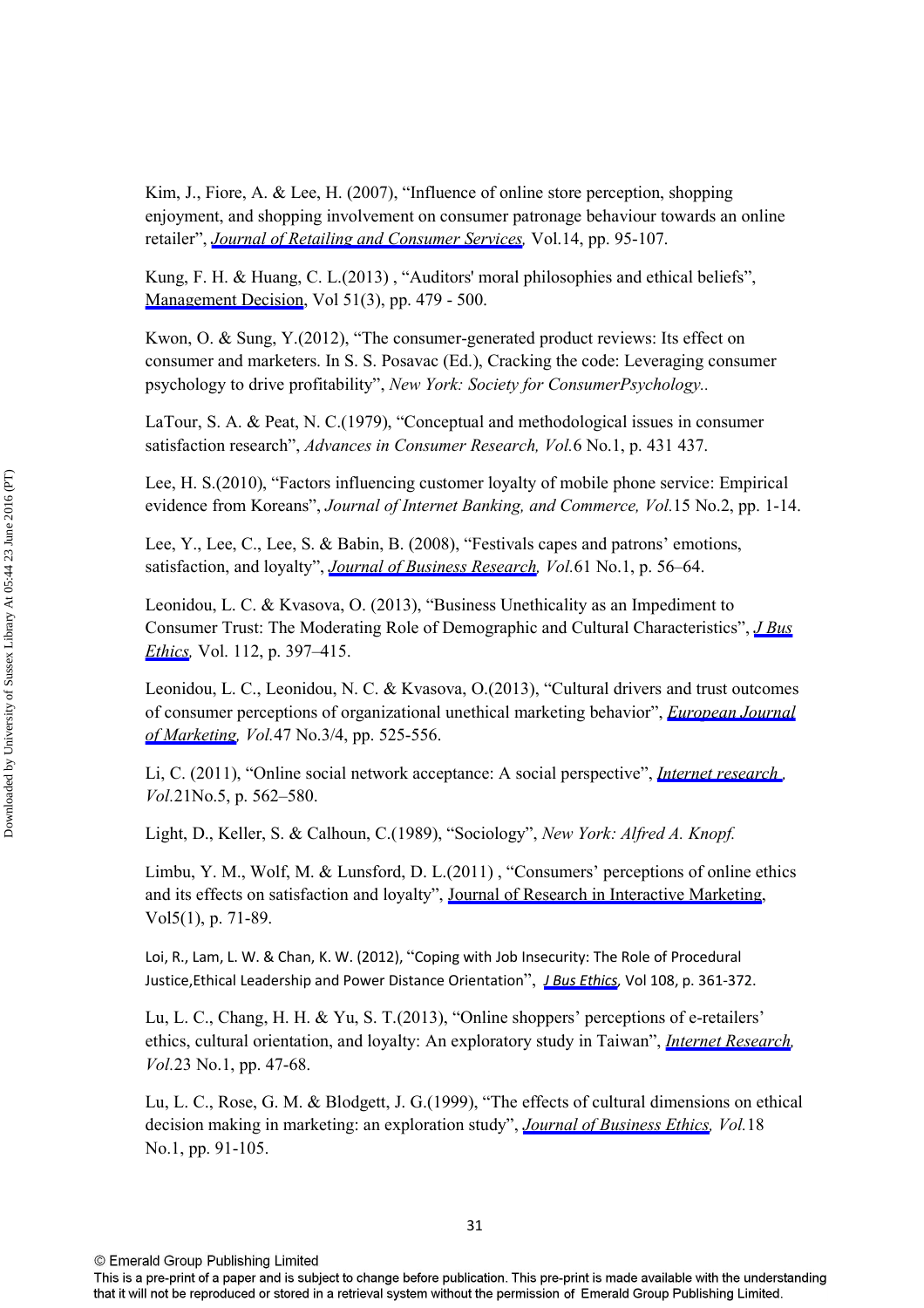Kim, J., Fiore, A. & Lee, H. (2007), "Influence of online store perception, shopping enjoyment, and shopping involvement on consumer patronage behaviour towards an online retailer", *Journal of Retailing and Consumer Services,* Vol.14, pp. 95-107.

Kung, F. H. & Huang, C. L.(2013) , "Auditors' moral philosophies and ethical beliefs", Management Decision, Vol 51(3), pp. 479 - 500.

Kwon, O. & Sung, Y.(2012), "The consumer-generated product reviews: Its effect on consumer and marketers. In S. S. Posavac (Ed.), Cracking the code: Leveraging consumer psychology to drive profitability", *New York: Society for ConsumerPsychology..*

LaTour, S. A. & Peat, N. C.(1979), "Conceptual and methodological issues in consumer satisfaction research", *Advances in Consumer Research, Vol.*6 No.1, p. 431 437.

Lee, H. S.(2010), "Factors influencing customer loyalty of mobile phone service: Empirical evidence from Koreans", *Journal of Internet Banking, and Commerce, Vol.*15 No.2, pp. 1-14.

Lee, Y., Lee, C., Lee, S. & Babin, B. (2008), "Festivals capes and patrons' emotions, satisfaction, and loyalty", *Journal of Business Research, Vol.*61 No.1, p. 56–64.

Leonidou, L. C. & Kvasova, O. (2013), "Business Unethicality as an Impediment to Consumer Trust: The Moderating Role of Demographic and Cultural Characteristics", *J Bus Ethics,* Vol. 112, p. 397–415.

Leonidou, L. C., Leonidou, N. C. & Kvasova, O.(2013), "Cultural drivers and trust outcomes of consumer perceptions of organizational unethical marketing behavior", *European Journal of Marketing, Vol.*47 No.3/4, pp. 525-556.

Li, C. (2011), "Online social network acceptance: A social perspective", *Internet research , Vol.*21No.5, p. 562–580.

Light, D., Keller, S. & Calhoun, C.(1989), "Sociology", *New York: Alfred A. Knopf.*

Limbu, Y. M., Wolf, M. & Lunsford, D. L.(2011) , "Consumers' perceptions of online ethics and its effects on satisfaction and loyalty", Journal of Research in Interactive Marketing, Vol5(1), p. 71-89.

Loi, R., Lam, L. W. & Chan, K. W. (2012), "Coping with Job Insecurity: The Role of Procedural Justice,Ethical Leadership and Power Distance Orientation", *J Bus Ethics*, Vol 108, p. 361-372.

Lu, L. C., Chang, H. H. & Yu, S. T.(2013), "Online shoppers' perceptions of e-retailers' ethics, cultural orientation, and loyalty: An exploratory study in Taiwan", *Internet Research, Vol.*23 No.1, pp. 47-68.

Lu, L. C., Rose, G. M. & Blodgett, J. G.(1999), "The effects of cultural dimensions on ethical decision making in marketing: an exploration study", *Journal of Business Ethics, Vol.*18 No.1, pp. 91-105.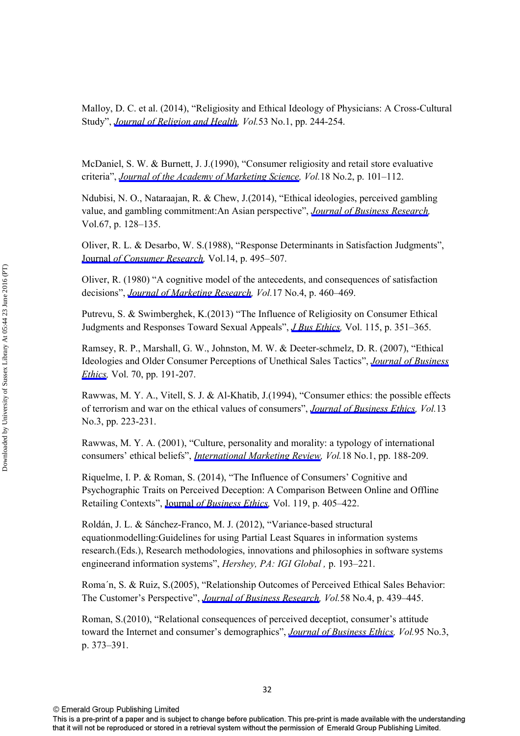Malloy, D. C. et al. (2014), "Religiosity and Ethical Ideology of Physicians: A Cross-Cultural Study", *Journal of Religion and Health*, *Vol.*53 No.1, pp. 244-254.

McDaniel, S. W. & Burnett, J. J.(1990), "Consumer religiosity and retail store evaluative criteria", *Journal of the Academy of Marketing Science*, *Vol.*18 No.2, p. 101–112.

Ndubisi, N. O., Nataraajan, R. & Chew, J.(2014), "Ethical ideologies, perceived gambling value, and gambling commitment:An Asian perspective", *Journal of Business Research*, Vol.67, p. 128–135.

Oliver, R. L. & Desarbo, W. S.(1988), "Response Determinants in Satisfaction Judgments", *Journal of Consumer Research*, Vol.14, p. 495–507.

Oliver, R. (1980) "A cognitive model of the antecedents, and consequences of satisfaction decisions", *Journal of Marketing Research*, *Vol.*17 No.4, p. 460–469.

Putrevu, S. & Swimberghek, K.(2013) "The Influence of Religiosity on Consumer Ethical Judgments and Responses Toward Sexual Appeals", *J Bus Ethics*, Vol. 115, p. 351–365.

Ramsey, R. P., Marshall, G. W., Johnston, M. W. & Deeter-schmelz, D. R. (2007), "Ethical Ideologies and Older Consumer Perceptions of Unethical Sales Tactics", *Journal of Business Ethics*, Vol. 70, pp. 191-207.

Rawwas, M. Y. A., Vitell, S. J. & Al-Khatib, J.(1994), "Consumer ethics: the possible effects of terrorism and war on the ethical values of consumers", *Journal of Business Ethics*, *Vol.*13 No.3, pp. 223-231.

Rawwas, M. Y. A. (2001), "Culture, personality and morality: a typology of international consumers' ethical beliefs", *International Marketing Review*, *Vol.*18 No.1, pp. 188-209.

Riquelme, I. P. & Roman, S. (2014), "The Influence of Consumers' Cognitive and Psychographic Traits on Perceived Deception: A Comparison Between Online and Offline Retailing Contexts", *Journal of Business Ethics*, Vol. 119, p. 405–422.

Roldán, J. L. & Sánchez-Franco, M. J. (2012), "Variance-based structural equationmodelling:Guidelines for using Partial Least Squares in information systems research.(Eds.), Research methodologies, innovations and philosophies in software systems engineerand information systems", *Hershey, PA: IGI Global* , p. 193–221.

Roma´n, S. & Ruiz, S.(2005), "Relationship Outcomes of Perceived Ethical Sales Behavior: The Customer's Perspective", *Journal of Business Research*, *Vol.*58 No.4, p. 439–445.

Roman, S.(2010), "Relational consequences of perceived deceptiot, consumer's attitude toward the Internet and consumer's demographics", *Journal of Business Ethics*, *Vol.*95 No.3, p. 373–391.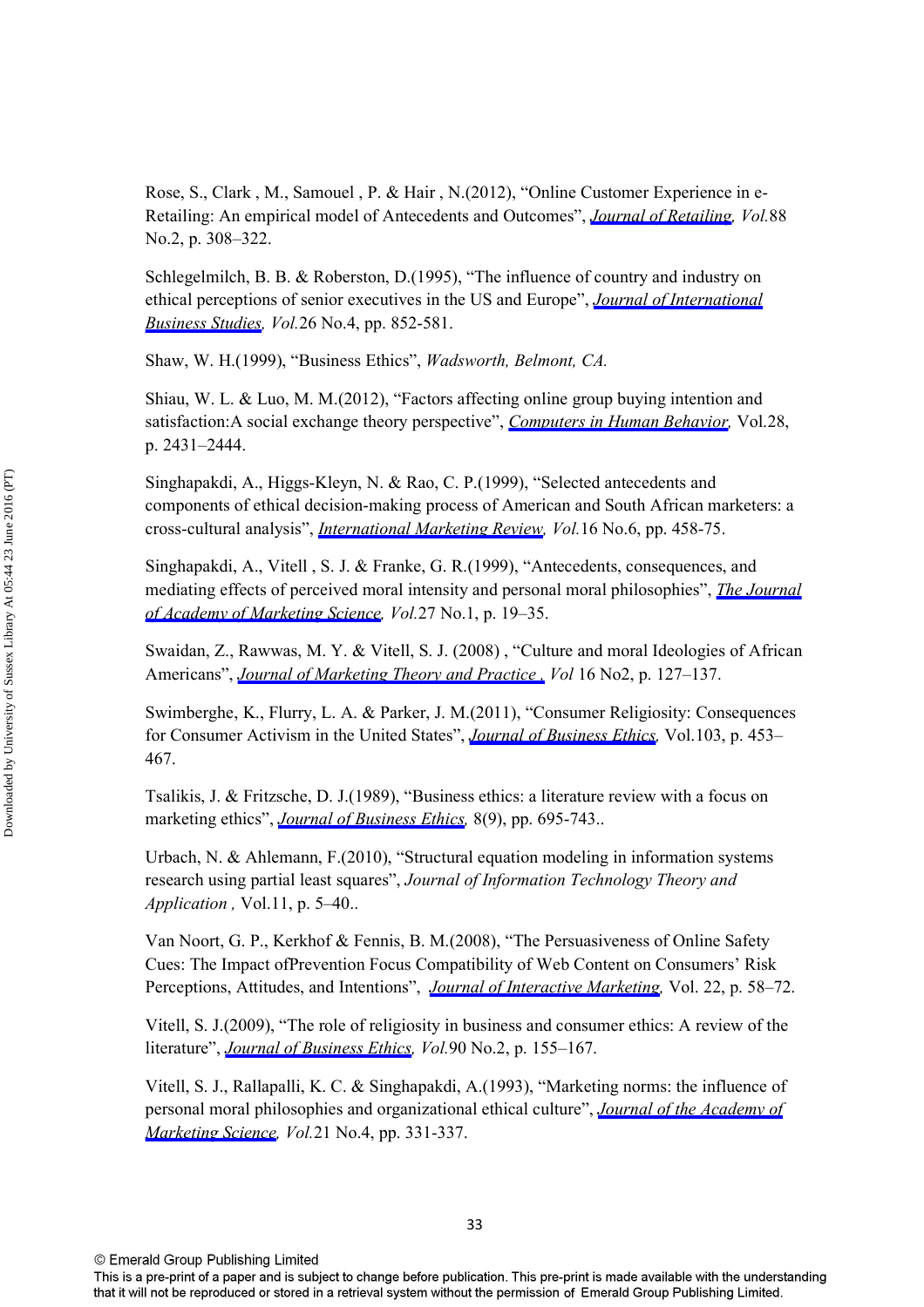Rose, S., Clark , M., Samouel , P. & Hair , N.(2012), “Online Customer Experience in e-Retailing: An empirical model of Antecedents and Outcomes”, *Journal of Retailing*, *Vol.*88 No.2, p. 308–322.

Schlegelmilch, B. B. & Roberston, D.(1995), “The influence of country and industry on ethical perceptions of senior executives in the US and Europe”, *Journal of International Business Studies*, *Vol.*26 No.4, pp. 852-581.

Shaw, W. H.(1999), “Business Ethics”, *Wadsworth, Belmont, CA.*

Shiau, W. L. & Luo, M. M.(2012), “Factors affecting online group buying intention and satisfaction:A social exchange theory perspective”, *Computers in Human Behavior*, Vol.28, p. 2431–2444.

Singhapakdi, A., Higgs-Kleyn, N. & Rao, C. P.(1999), “Selected antecedents and components of ethical decision-making process of American and South African marketers: a cross-cultural analysis”, *International Marketing Review*, *Vol.*16 No.6, pp. 458-75.

Singhapakdi, A., Vitell , S. J. & Franke, G. R.(1999), “Antecedents, consequences, and mediating effects of perceived moral intensity and personal moral philosophies”, *The Journal of Academy of Marketing Science*, *Vol.*27 No.1, p. 19–35.

Swaidan, Z., Rawwas, M. Y. & Vitell, S. J. (2008) , “Culture and moral Ideologies of African Americans”, *Journal of Marketing Theory and Practice* , *Vol* 16 No2, p. 127–137.

Swimberghe, K., Flurry, L. A. & Parker, J. M.(2011), “Consumer Religiosity: Consequences for Consumer Activism in the United States”, *Journal of Business Ethics*, Vol.103, p. 453–467.

Tsalikis, J. & Fritzsche, D. J.(1989), “Business ethics: a literature review with a focus on marketing ethics”, *Journal of Business Ethics*, 8(9), pp. 695-743..

Urbach, N. & Ahlemann, F.(2010), “Structural equation modeling in information systems research using partial least squares”, *Journal of Information Technology Theory and Application* , Vol.11, p. 5–40..

Van Noort, G. P., Kerkhof & Fennis, B. M.(2008), “The Persuasiveness of Online Safety Cues: The Impact ofPrevention Focus Compatibility of Web Content on Consumers’ Risk Perceptions, Attitudes, and Intentions”, *Journal of Interactive Marketing*, Vol. 22, p. 58–72.

Vitell, S. J.(2009), “The role of religiosity in business and consumer ethics: A review of the literature”, *Journal of Business Ethics*, *Vol.*90 No.2, p. 155–167.

Vitell, S. J., Rallapalli, K. C. & Singhapakdi, A.(1993), “Marketing norms: the influence of personal moral philosophies and organizational ethical culture”, *Journal of the Academy of Marketing Science*, *Vol.*21 No.4, pp. 331-337.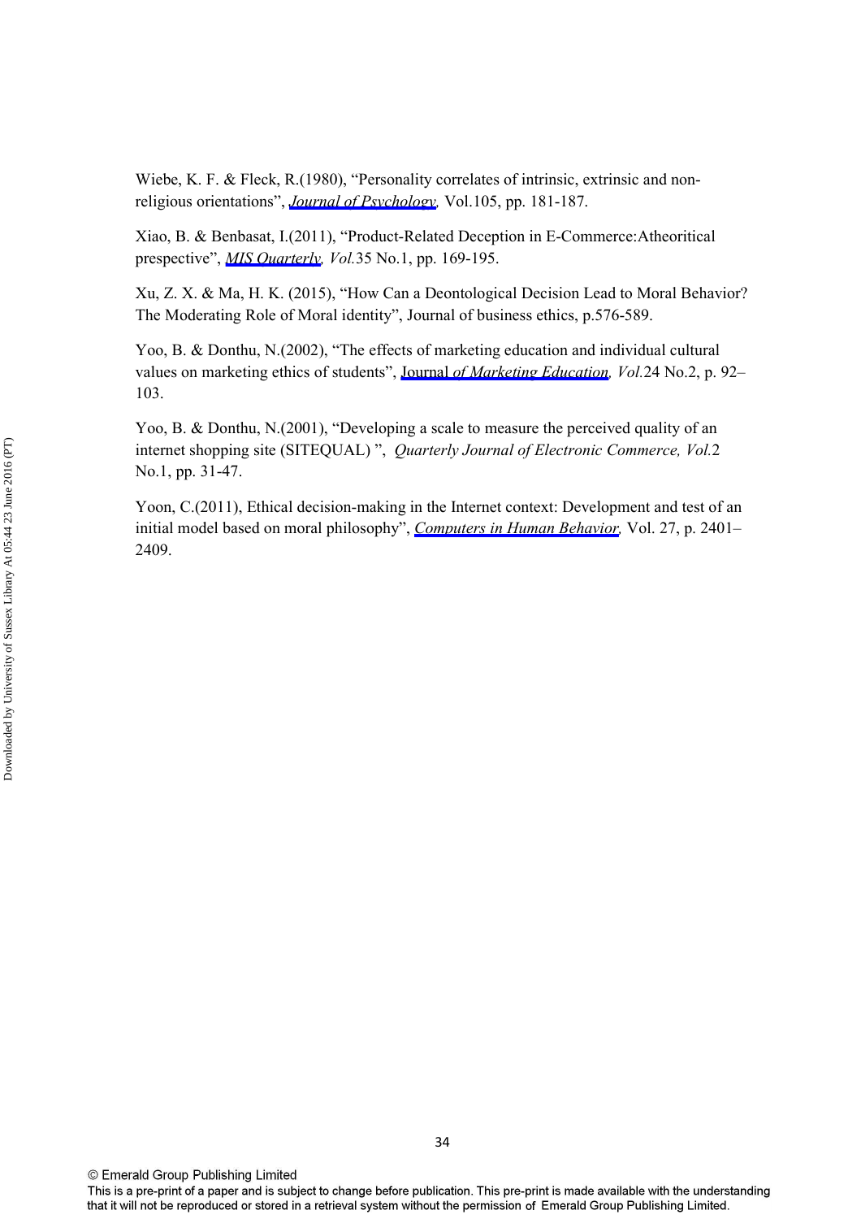Wiebe, K. F. & Fleck, R.(1980), "Personality correlates of intrinsic, extrinsic and non-religious orientations", *Journal of Psychology,* Vol.105, pp. 181-187.

Xiao, B. & Benbasat, I.(2011), "Product-Related Deception in E-Commerce:Atheoritical prespective", *MIS Quarterly, Vol.*35 No.1, pp. 169-195.

Xu, Z. X. & Ma, H. K. (2015), "How Can a Deontological Decision Lead to Moral Behavior? The Moderating Role of Moral identity", Journal of business ethics, p.576-589.

Yoo, B. & Donthu, N.(2002), "The effects of marketing education and individual cultural values on marketing ethics of students", Journal *of Marketing Education, Vol.*24 No.2, p. 92–103.

Yoo, B. & Donthu, N.(2001), "Developing a scale to measure the perceived quality of an internet shopping site (SITEQUAL) ", *Quarterly Journal of Electronic Commerce, Vol.*2 No.1, pp. 31-47.

Yoon, C.(2011), Ethical decision-making in the Internet context: Development and test of an initial model based on moral philosophy", *Computers in Human Behavior,* Vol. 27, p. 2401–2409.